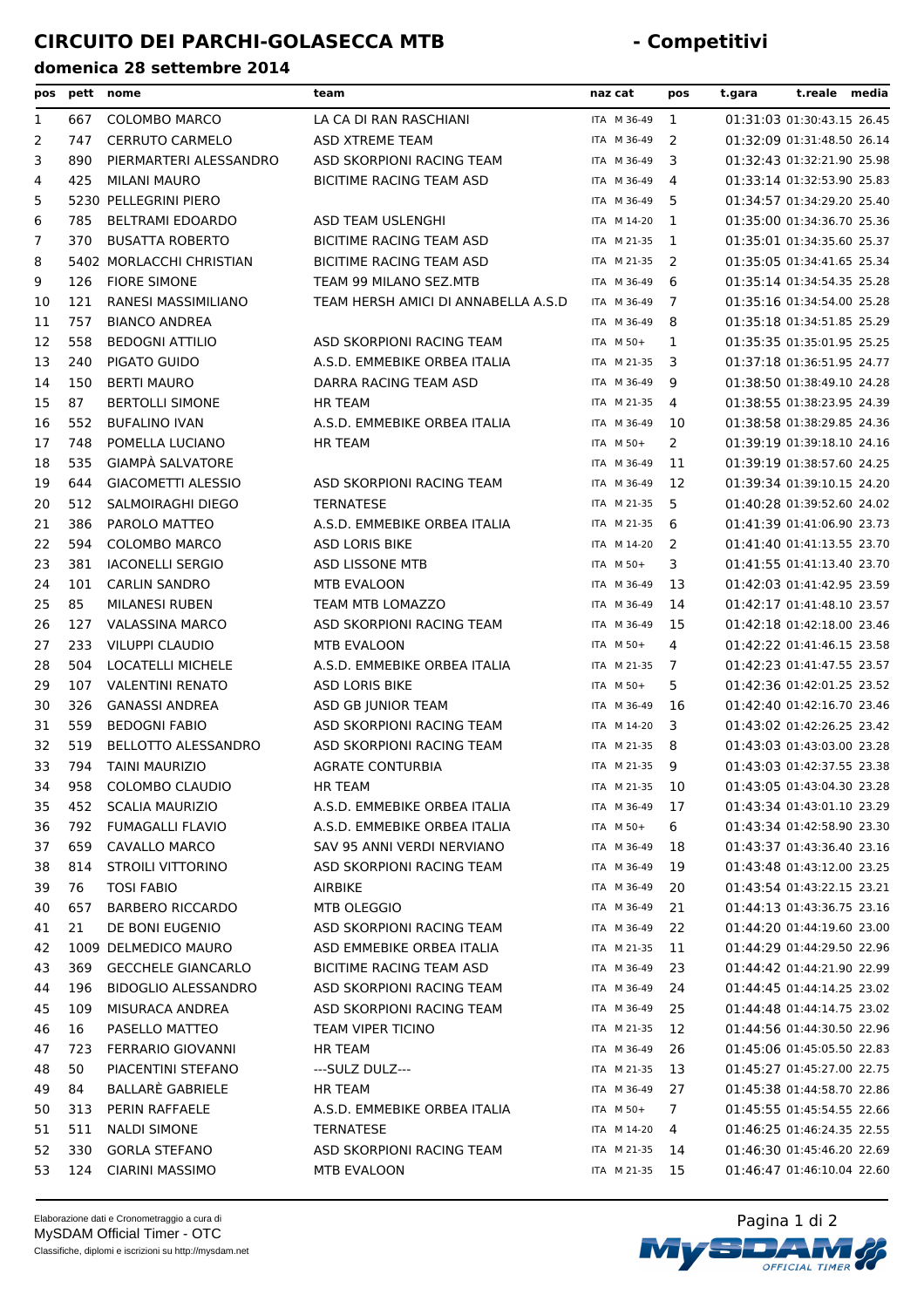# CIRCUITO DEI PARCHI-GOLASECCA MTB - Competitivi

### domenica 28 settembre 2014

| pos | pett | nome | team | naz | cat | pos | t.gara | t.reale | media |
|---|---|---|---|---|---|---|---|---|---|
| 1 | 667 | COLOMBO MARCO | LA CA DI RAN RASCHIANI | ITA | M 36-49 | 1 | 01:31:03 | 01:30:43.15 | 26.45 |
| 2 | 747 | CERRUTO CARMELO | ASD XTREME TEAM | ITA | M 36-49 | 2 | 01:32:09 | 01:31:48.50 | 26.14 |
| 3 | 890 | PIERMARTERI ALESSANDRO | ASD SKORPIONI RACING TEAM | ITA | M 36-49 | 3 | 01:32:43 | 01:32:21.90 | 25.98 |
| 4 | 425 | MILANI MAURO | BICITIME RACING TEAM ASD | ITA | M 36-49 | 4 | 01:33:14 | 01:32:53.90 | 25.83 |
| 5 | 5230 | PELLEGRINI PIERO | | ITA | M 36-49 | 5 | 01:34:57 | 01:34:29.20 | 25.40 |
| 6 | 785 | BELTRAMI EDOARDO | ASD TEAM USLENGHI | ITA | M 14-20 | 1 | 01:35:00 | 01:34:36.70 | 25.36 |
| 7 | 370 | BUSATTA ROBERTO | BICITIME RACING TEAM ASD | ITA | M 21-35 | 1 | 01:35:01 | 01:34:35.60 | 25.37 |
| 8 | 5402 | MORLACCHI CHRISTIAN | BICITIME RACING TEAM ASD | ITA | M 21-35 | 2 | 01:35:05 | 01:34:41.65 | 25.34 |
| 9 | 126 | FIORE SIMONE | TEAM 99 MILANO SEZ.MTB | ITA | M 36-49 | 6 | 01:35:14 | 01:34:54.35 | 25.28 |
| 10 | 121 | RANESI MASSIMILIANO | TEAM HERSH AMICI DI ANNABELLA A.S.D | ITA | M 36-49 | 7 | 01:35:16 | 01:34:54.00 | 25.28 |
| 11 | 757 | BIANCO ANDREA | | ITA | M 36-49 | 8 | 01:35:18 | 01:34:51.85 | 25.29 |
| 12 | 558 | BEDOGNI ATTILIO | ASD SKORPIONI RACING TEAM | ITA | M 50+ | 1 | 01:35:35 | 01:35:01.95 | 25.25 |
| 13 | 240 | PIGATO GUIDO | A.S.D. EMMEBIKE ORBEA ITALIA | ITA | M 21-35 | 3 | 01:37:18 | 01:36:51.95 | 24.77 |
| 14 | 150 | BERTI MAURO | DARRA RACING TEAM ASD | ITA | M 36-49 | 9 | 01:38:50 | 01:38:49.10 | 24.28 |
| 15 | 87 | BERTOLLI SIMONE | HR TEAM | ITA | M 21-35 | 4 | 01:38:55 | 01:38:23.95 | 24.39 |
| 16 | 552 | BUFALINO IVAN | A.S.D. EMMEBIKE ORBEA ITALIA | ITA | M 36-49 | 10 | 01:38:58 | 01:38:29.85 | 24.36 |
| 17 | 748 | POMELLA LUCIANO | HR TEAM | ITA | M 50+ | 2 | 01:39:19 | 01:39:18.10 | 24.16 |
| 18 | 535 | GIAMPÀ SALVATORE | | ITA | M 36-49 | 11 | 01:39:19 | 01:38:57.60 | 24.25 |
| 19 | 644 | GIACOMETTI ALESSIO | ASD SKORPIONI RACING TEAM | ITA | M 36-49 | 12 | 01:39:34 | 01:39:10.15 | 24.20 |
| 20 | 512 | SALMOIRAGHI DIEGO | TERNATESE | ITA | M 21-35 | 5 | 01:40:28 | 01:39:52.60 | 24.02 |
| 21 | 386 | PAROLO MATTEO | A.S.D. EMMEBIKE ORBEA ITALIA | ITA | M 21-35 | 6 | 01:41:39 | 01:41:06.90 | 23.73 |
| 22 | 594 | COLOMBO MARCO | ASD LORIS BIKE | ITA | M 14-20 | 2 | 01:41:40 | 01:41:13.55 | 23.70 |
| 23 | 381 | IACONELLI SERGIO | ASD LISSONE MTB | ITA | M 50+ | 3 | 01:41:55 | 01:41:13.40 | 23.70 |
| 24 | 101 | CARLIN SANDRO | MTB EVALOON | ITA | M 36-49 | 13 | 01:42:03 | 01:41:42.95 | 23.59 |
| 25 | 85 | MILANESI RUBEN | TEAM MTB LOMAZZO | ITA | M 36-49 | 14 | 01:42:17 | 01:41:48.10 | 23.57 |
| 26 | 127 | VALASSINA MARCO | ASD SKORPIONI RACING TEAM | ITA | M 36-49 | 15 | 01:42:18 | 01:42:18.00 | 23.46 |
| 27 | 233 | VILUPPI CLAUDIO | MTB EVALOON | ITA | M 50+ | 4 | 01:42:22 | 01:41:46.15 | 23.58 |
| 28 | 504 | LOCATELLI MICHELE | A.S.D. EMMEBIKE ORBEA ITALIA | ITA | M 21-35 | 7 | 01:42:23 | 01:41:47.55 | 23.57 |
| 29 | 107 | VALENTINI RENATO | ASD LORIS BIKE | ITA | M 50+ | 5 | 01:42:36 | 01:42:01.25 | 23.52 |
| 30 | 326 | GANASSI ANDREA | ASD GB JUNIOR TEAM | ITA | M 36-49 | 16 | 01:42:40 | 01:42:16.70 | 23.46 |
| 31 | 559 | BEDOGNI FABIO | ASD SKORPIONI RACING TEAM | ITA | M 14-20 | 3 | 01:43:02 | 01:42:26.25 | 23.42 |
| 32 | 519 | BELLOTTO ALESSANDRO | ASD SKORPIONI RACING TEAM | ITA | M 21-35 | 8 | 01:43:03 | 01:43:03.00 | 23.28 |
| 33 | 794 | TAINI MAURIZIO | AGRATE CONTURBIA | ITA | M 21-35 | 9 | 01:43:03 | 01:42:37.55 | 23.38 |
| 34 | 958 | COLOMBO CLAUDIO | HR TEAM | ITA | M 21-35 | 10 | 01:43:05 | 01:43:04.30 | 23.28 |
| 35 | 452 | SCALIA MAURIZIO | A.S.D. EMMEBIKE ORBEA ITALIA | ITA | M 36-49 | 17 | 01:43:34 | 01:43:01.10 | 23.29 |
| 36 | 792 | FUMAGALLI FLAVIO | A.S.D. EMMEBIKE ORBEA ITALIA | ITA | M 50+ | 6 | 01:43:34 | 01:42:58.90 | 23.30 |
| 37 | 659 | CAVALLO MARCO | SAV 95 ANNI VERDI NERVIANO | ITA | M 36-49 | 18 | 01:43:37 | 01:43:36.40 | 23.16 |
| 38 | 814 | STROILI VITTORINO | ASD SKORPIONI RACING TEAM | ITA | M 36-49 | 19 | 01:43:48 | 01:43:12.00 | 23.25 |
| 39 | 76 | TOSI FABIO | AIRBIKE | ITA | M 36-49 | 20 | 01:43:54 | 01:43:22.15 | 23.21 |
| 40 | 657 | BARBERO RICCARDO | MTB OLEGGIO | ITA | M 36-49 | 21 | 01:44:13 | 01:43:36.75 | 23.16 |
| 41 | 21 | DE BONI EUGENIO | ASD SKORPIONI RACING TEAM | ITA | M 36-49 | 22 | 01:44:20 | 01:44:19.60 | 23.00 |
| 42 | 1009 | DELMEDICO MAURO | ASD EMMEBIKE ORBEA ITALIA | ITA | M 21-35 | 11 | 01:44:29 | 01:44:29.50 | 22.96 |
| 43 | 369 | GECCHELE GIANCARLO | BICITIME RACING TEAM ASD | ITA | M 36-49 | 23 | 01:44:42 | 01:44:21.90 | 22.99 |
| 44 | 196 | BIDOGLIO ALESSANDRO | ASD SKORPIONI RACING TEAM | ITA | M 36-49 | 24 | 01:44:45 | 01:44:14.25 | 23.02 |
| 45 | 109 | MISURACA ANDREA | ASD SKORPIONI RACING TEAM | ITA | M 36-49 | 25 | 01:44:48 | 01:44:14.75 | 23.02 |
| 46 | 16 | PASELLO MATTEO | TEAM VIPER TICINO | ITA | M 21-35 | 12 | 01:44:56 | 01:44:30.50 | 22.96 |
| 47 | 723 | FERRARIO GIOVANNI | HR TEAM | ITA | M 36-49 | 26 | 01:45:06 | 01:45:05.50 | 22.83 |
| 48 | 50 | PIACENTINI STEFANO | ---SULZ DULZ--- | ITA | M 21-35 | 13 | 01:45:27 | 01:45:27.00 | 22.75 |
| 49 | 84 | BALLARÈ GABRIELE | HR TEAM | ITA | M 36-49 | 27 | 01:45:38 | 01:44:58.70 | 22.86 |
| 50 | 313 | PERIN RAFFAELE | A.S.D. EMMEBIKE ORBEA ITALIA | ITA | M 50+ | 7 | 01:45:55 | 01:45:54.55 | 22.66 |
| 51 | 511 | NALDI SIMONE | TERNATESE | ITA | M 14-20 | 4 | 01:46:25 | 01:46:24.35 | 22.55 |
| 52 | 330 | GORLA STEFANO | ASD SKORPIONI RACING TEAM | ITA | M 21-35 | 14 | 01:46:30 | 01:45:46.20 | 22.69 |
| 53 | 124 | CIARINI MASSIMO | MTB EVALOON | ITA | M 21-35 | 15 | 01:46:47 | 01:46:10.04 | 22.60 |

Elaborazione dati e Cronometraggio a cura di
MySDAM Official Timer - OTC
Classifiche, diplomi e iscrizioni su http://mysdam.net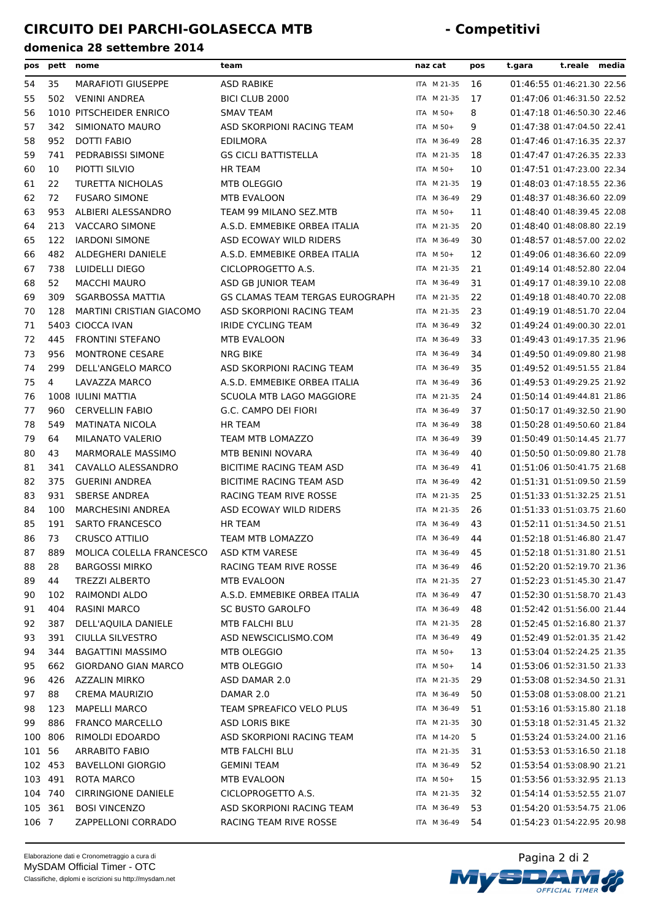# CIRCUITO DEI PARCHI-GOLASECCA MTB - Competitivi

**domenica 28 settembre 2014**

| pos | pett | nome | team | naz | cat | pos | t.gara | t.reale | media |
|---|---|---|---|---|---|---|---|---|---|
| 54 | 35 | MARAFIOTI GIUSEPPE | ASD RABIKE | ITA | M 21-35 | 16 | 01:46:55 | 01:46:21.30 | 22.56 |
| 55 | 502 | VENINI ANDREA | BICI CLUB 2000 | ITA | M 21-35 | 17 | 01:47:06 | 01:46:31.50 | 22.52 |
| 56 | 1010 | PITSCHEIDER ENRICO | SMAV TEAM | ITA | M 50+ | 8 | 01:47:18 | 01:46:50.30 | 22.46 |
| 57 | 342 | SIMIONATO MAURO | ASD SKORPIONI RACING TEAM | ITA | M 50+ | 9 | 01:47:38 | 01:47:04.50 | 22.41 |
| 58 | 952 | DOTTI FABIO | EDILMORA | ITA | M 36-49 | 28 | 01:47:46 | 01:47:16.35 | 22.37 |
| 59 | 741 | PEDRABISSI SIMONE | GS CICLI BATTISTELLA | ITA | M 21-35 | 18 | 01:47:47 | 01:47:26.35 | 22.33 |
| 60 | 10 | PIOTTI SILVIO | HR TEAM | ITA | M 50+ | 10 | 01:47:51 | 01:47:23.00 | 22.34 |
| 61 | 22 | TURETTA NICHOLAS | MTB OLEGGIO | ITA | M 21-35 | 19 | 01:48:03 | 01:47:18.55 | 22.36 |
| 62 | 72 | FUSARO SIMONE | MTB EVALOON | ITA | M 36-49 | 29 | 01:48:37 | 01:48:36.60 | 22.09 |
| 63 | 953 | ALBIERI ALESSANDRO | TEAM 99 MILANO SEZ.MTB | ITA | M 50+ | 11 | 01:48:40 | 01:48:39.45 | 22.08 |
| 64 | 213 | VACCARO SIMONE | A.S.D. EMMEBIKE ORBEA ITALIA | ITA | M 21-35 | 20 | 01:48:40 | 01:48:08.80 | 22.19 |
| 65 | 122 | IARDONI SIMONE | ASD ECOWAY WILD RIDERS | ITA | M 36-49 | 30 | 01:48:57 | 01:48:57.00 | 22.02 |
| 66 | 482 | ALDEGHERI DANIELE | A.S.D. EMMEBIKE ORBEA ITALIA | ITA | M 50+ | 12 | 01:49:06 | 01:48:36.60 | 22.09 |
| 67 | 738 | LUIDELLI DIEGO | CICLOPROGETTO A.S. | ITA | M 21-35 | 21 | 01:49:14 | 01:48:52.80 | 22.04 |
| 68 | 52 | MACCHI MAURO | ASD GB JUNIOR TEAM | ITA | M 36-49 | 31 | 01:49:17 | 01:48:39.10 | 22.08 |
| 69 | 309 | SGARBOSSA MATTIA | GS CLAMAS TEAM TERGAS EUROGRAPH | ITA | M 21-35 | 22 | 01:49:18 | 01:48:40.70 | 22.08 |
| 70 | 128 | MARTINI CRISTIAN GIACOMO | ASD SKORPIONI RACING TEAM | ITA | M 21-35 | 23 | 01:49:19 | 01:48:51.70 | 22.04 |
| 71 | 5403 | CIOCCA IVAN | IRIDE CYCLING TEAM | ITA | M 36-49 | 32 | 01:49:24 | 01:49:00.30 | 22.01 |
| 72 | 445 | FRONTINI STEFANO | MTB EVALOON | ITA | M 36-49 | 33 | 01:49:43 | 01:49:17.35 | 21.96 |
| 73 | 956 | MONTRONE CESARE | NRG BIKE | ITA | M 36-49 | 34 | 01:49:50 | 01:49:09.80 | 21.98 |
| 74 | 299 | DELL'ANGELO MARCO | ASD SKORPIONI RACING TEAM | ITA | M 36-49 | 35 | 01:49:52 | 01:49:51.55 | 21.84 |
| 75 | 4 | LAVAZZA MARCO | A.S.D. EMMEBIKE ORBEA ITALIA | ITA | M 36-49 | 36 | 01:49:53 | 01:49:29.25 | 21.92 |
| 76 | 1008 | IULINI MATTIA | SCUOLA MTB LAGO MAGGIORE | ITA | M 21-35 | 24 | 01:50:14 | 01:49:44.81 | 21.86 |
| 77 | 960 | CERVELLIN FABIO | G.C. CAMPO DEI FIORI | ITA | M 36-49 | 37 | 01:50:17 | 01:49:32.50 | 21.90 |
| 78 | 549 | MATINATA NICOLA | HR TEAM | ITA | M 36-49 | 38 | 01:50:28 | 01:49:50.60 | 21.84 |
| 79 | 64 | MILANATO VALERIO | TEAM MTB LOMAZZO | ITA | M 36-49 | 39 | 01:50:49 | 01:50:14.45 | 21.77 |
| 80 | 43 | MARMORALE MASSIMO | MTB BENINI NOVARA | ITA | M 36-49 | 40 | 01:50:50 | 01:50:09.80 | 21.78 |
| 81 | 341 | CAVALLO ALESSANDRO | BICITIME RACING TEAM ASD | ITA | M 36-49 | 41 | 01:51:06 | 01:50:41.75 | 21.68 |
| 82 | 375 | GUERINI ANDREA | BICITIME RACING TEAM ASD | ITA | M 36-49 | 42 | 01:51:31 | 01:51:09.50 | 21.59 |
| 83 | 931 | SBERSE ANDREA | RACING TEAM RIVE ROSSE | ITA | M 21-35 | 25 | 01:51:33 | 01:51:32.25 | 21.51 |
| 84 | 100 | MARCHESINI ANDREA | ASD ECOWAY WILD RIDERS | ITA | M 21-35 | 26 | 01:51:33 | 01:51:03.75 | 21.60 |
| 85 | 191 | SARTO FRANCESCO | HR TEAM | ITA | M 36-49 | 43 | 01:52:11 | 01:51:34.50 | 21.51 |
| 86 | 73 | CRUSCO ATTILIO | TEAM MTB LOMAZZO | ITA | M 36-49 | 44 | 01:52:18 | 01:51:46.80 | 21.47 |
| 87 | 889 | MOLICA COLELLA FRANCESCO | ASD KTM VARESE | ITA | M 36-49 | 45 | 01:52:18 | 01:51:31.80 | 21.51 |
| 88 | 28 | BARGOSSI MIRKO | RACING TEAM RIVE ROSSE | ITA | M 36-49 | 46 | 01:52:20 | 01:52:19.70 | 21.36 |
| 89 | 44 | TREZZI ALBERTO | MTB EVALOON | ITA | M 21-35 | 27 | 01:52:23 | 01:51:45.30 | 21.47 |
| 90 | 102 | RAIMONDI ALDO | A.S.D. EMMEBIKE ORBEA ITALIA | ITA | M 36-49 | 47 | 01:52:30 | 01:51:58.70 | 21.43 |
| 91 | 404 | RASINI MARCO | SC BUSTO GAROLFO | ITA | M 36-49 | 48 | 01:52:42 | 01:51:56.00 | 21.44 |
| 92 | 387 | DELL'AQUILA DANIELE | MTB FALCHI BLU | ITA | M 21-35 | 28 | 01:52:45 | 01:52:16.80 | 21.37 |
| 93 | 391 | CIULLA SILVESTRO | ASD NEWSCICLISMO.COM | ITA | M 36-49 | 49 | 01:52:49 | 01:52:01.35 | 21.42 |
| 94 | 344 | BAGATTINI MASSIMO | MTB OLEGGIO | ITA | M 50+ | 13 | 01:53:04 | 01:52:24.25 | 21.35 |
| 95 | 662 | GIORDANO GIAN MARCO | MTB OLEGGIO | ITA | M 50+ | 14 | 01:53:06 | 01:52:31.50 | 21.33 |
| 96 | 426 | AZZALIN MIRKO | ASD DAMAR 2.0 | ITA | M 21-35 | 29 | 01:53:08 | 01:52:34.50 | 21.31 |
| 97 | 88 | CREMA MAURIZIO | DAMAR 2.0 | ITA | M 36-49 | 50 | 01:53:08 | 01:53:08.00 | 21.21 |
| 98 | 123 | MAPELLI MARCO | TEAM SPREAFICO VELO PLUS | ITA | M 36-49 | 51 | 01:53:16 | 01:53:15.80 | 21.18 |
| 99 | 886 | FRANCO MARCELLO | ASD LORIS BIKE | ITA | M 21-35 | 30 | 01:53:18 | 01:52:31.45 | 21.32 |
| 100 | 806 | RIMOLDI EDOARDO | ASD SKORPIONI RACING TEAM | ITA | M 14-20 | 5 | 01:53:24 | 01:53:24.00 | 21.16 |
| 101 | 56 | ARRABITO FABIO | MTB FALCHI BLU | ITA | M 21-35 | 31 | 01:53:53 | 01:53:16.50 | 21.18 |
| 102 | 453 | BAVELLONI GIORGIO | GEMINI TEAM | ITA | M 36-49 | 52 | 01:53:54 | 01:53:08.90 | 21.21 |
| 103 | 491 | ROTA MARCO | MTB EVALOON | ITA | M 50+ | 15 | 01:53:56 | 01:53:32.95 | 21.13 |
| 104 | 740 | CIRRINGIONE DANIELE | CICLOPROGETTO A.S. | ITA | M 21-35 | 32 | 01:54:14 | 01:53:52.55 | 21.07 |
| 105 | 361 | BOSI VINCENZO | ASD SKORPIONI RACING TEAM | ITA | M 36-49 | 53 | 01:54:20 | 01:53:54.75 | 21.06 |
| 106 | 7 | ZAPPELLONI CORRADO | RACING TEAM RIVE ROSSE | ITA | M 36-49 | 54 | 01:54:23 | 01:54:22.95 | 20.98 |

Elaborazione dati e Cronometraggio a cura di
MySDAM Official Timer - OTC
Classifiche, diplomi e iscrizioni su http://mysdam.net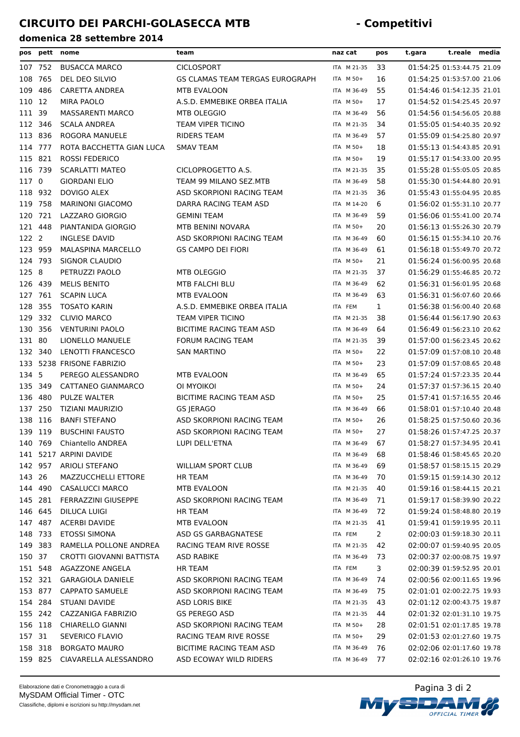# CIRCUITO DEI PARCHI-GOLASECCA MTB - Competitivi

### domenica 28 settembre 2014

| pos | pett | nome | team | naz | cat | pos | t.gara | t.reale | media |
|---|---|---|---|---|---|---|---|---|---|
| 107 | 752 | BUSACCA MARCO | CICLOSPORT | ITA | M 21-35 | 33 | 01:54:25 | 01:53:44.75 | 21.09 |
| 108 | 765 | DEL DEO SILVIO | GS CLAMAS TEAM TERGAS EUROGRAPH | ITA | M 50+ | 16 | 01:54:25 | 01:53:57.00 | 21.06 |
| 109 | 486 | CARETTA ANDREA | MTB EVALOON | ITA | M 36-49 | 55 | 01:54:46 | 01:54:12.35 | 21.01 |
| 110 | 12 | MIRA PAOLO | A.S.D. EMMEBIKE ORBEA ITALIA | ITA | M 50+ | 17 | 01:54:52 | 01:54:25.45 | 20.97 |
| 111 | 39 | MASSARENTI MARCO | MTB OLEGGIO | ITA | M 36-49 | 56 | 01:54:56 | 01:54:56.05 | 20.88 |
| 112 | 346 | SCALA ANDREA | TEAM VIPER TICINO | ITA | M 21-35 | 34 | 01:55:05 | 01:54:40.35 | 20.92 |
| 113 | 836 | ROGORA MANUELE | RIDERS TEAM | ITA | M 36-49 | 57 | 01:55:09 | 01:54:25.80 | 20.97 |
| 114 | 777 | ROTA BACCHETTA GIAN LUCA | SMAV TEAM | ITA | M 50+ | 18 | 01:55:13 | 01:54:43.85 | 20.91 |
| 115 | 821 | ROSSI FEDERICO | | ITA | M 50+ | 19 | 01:55:17 | 01:54:33.00 | 20.95 |
| 116 | 739 | SCARLATTI MATEO | CICLOPROGETTO A.S. | ITA | M 21-35 | 35 | 01:55:28 | 01:55:05.05 | 20.85 |
| 117 | 0 | GIORDANI ELIO | TEAM 99 MILANO SEZ.MTB | ITA | M 36-49 | 58 | 01:55:30 | 01:54:44.80 | 20.91 |
| 118 | 932 | DOVIGO ALEX | ASD SKORPIONI RACING TEAM | ITA | M 21-35 | 36 | 01:55:43 | 01:55:04.95 | 20.85 |
| 119 | 758 | MARINONI GIACOMO | DARRA RACING TEAM ASD | ITA | M 14-20 | 6 | 01:56:02 | 01:55:31.10 | 20.77 |
| 120 | 721 | LAZZARO GIORGIO | GEMINI TEAM | ITA | M 36-49 | 59 | 01:56:06 | 01:55:41.00 | 20.74 |
| 121 | 448 | PIANTANIDA GIORGIO | MTB BENINI NOVARA | ITA | M 50+ | 20 | 01:56:13 | 01:55:26.30 | 20.79 |
| 122 | 2 | INGLESE DAVID | ASD SKORPIONI RACING TEAM | ITA | M 36-49 | 60 | 01:56:15 | 01:55:34.10 | 20.76 |
| 123 | 959 | MALASPINA MARCELLO | GS CAMPO DEI FIORI | ITA | M 36-49 | 61 | 01:56:18 | 01:55:49.70 | 20.72 |
| 124 | 793 | SIGNOR CLAUDIO | | ITA | M 50+ | 21 | 01:56:24 | 01:56:00.95 | 20.68 |
| 125 | 8 | PETRUZZI PAOLO | MTB OLEGGIO | ITA | M 21-35 | 37 | 01:56:29 | 01:55:46.85 | 20.72 |
| 126 | 439 | MELIS BENITO | MTB FALCHI BLU | ITA | M 36-49 | 62 | 01:56:31 | 01:56:01.95 | 20.68 |
| 127 | 761 | SCAPIN LUCA | MTB EVALOON | ITA | M 36-49 | 63 | 01:56:31 | 01:56:07.60 | 20.66 |
| 128 | 355 | TOSATO KARIN | A.S.D. EMMEBIKE ORBEA ITALIA | ITA | FEM | 1 | 01:56:38 | 01:56:00.40 | 20.68 |
| 129 | 332 | CLIVIO MARCO | TEAM VIPER TICINO | ITA | M 21-35 | 38 | 01:56:44 | 01:56:17.90 | 20.63 |
| 130 | 356 | VENTURINI PAOLO | BICITIME RACING TEAM ASD | ITA | M 36-49 | 64 | 01:56:49 | 01:56:23.10 | 20.62 |
| 131 | 80 | LIONELLO MANUELE | FORUM RACING TEAM | ITA | M 21-35 | 39 | 01:57:00 | 01:56:23.45 | 20.62 |
| 132 | 340 | LENOTTI FRANCESCO | SAN MARTINO | ITA | M 50+ | 22 | 01:57:09 | 01:57:08.10 | 20.48 |
| 133 | 5238 | FRISONE FABRIZIO | | ITA | M 50+ | 23 | 01:57:09 | 01:57:08.65 | 20.48 |
| 134 | 5 | PEREGO ALESSANDRO | MTB EVALOON | ITA | M 36-49 | 65 | 01:57:24 | 01:57:23.35 | 20.44 |
| 135 | 349 | CATTANEO GIANMARCO | OI MYOIKOI | ITA | M 50+ | 24 | 01:57:37 | 01:57:36.15 | 20.40 |
| 136 | 480 | PULZE WALTER | BICITIME RACING TEAM ASD | ITA | M 50+ | 25 | 01:57:41 | 01:57:16.55 | 20.46 |
| 137 | 250 | TIZIANI MAURIZIO | GS JERAGO | ITA | M 36-49 | 66 | 01:58:01 | 01:57:10.40 | 20.48 |
| 138 | 116 | BANFI STEFANO | ASD SKORPIONI RACING TEAM | ITA | M 50+ | 26 | 01:58:25 | 01:57:50.60 | 20.36 |
| 139 | 119 | BUSCHINI FAUSTO | ASD SKORPIONI RACING TEAM | ITA | M 50+ | 27 | 01:58:26 | 01:57:47.25 | 20.37 |
| 140 | 769 | Chiantello ANDREA | LUPI DELL'ETNA | ITA | M 36-49 | 67 | 01:58:27 | 01:57:34.95 | 20.41 |
| 141 | 5217 | ARPINI DAVIDE | | ITA | M 36-49 | 68 | 01:58:46 | 01:58:45.65 | 20.20 |
| 142 | 957 | ARIOLI STEFANO | WILLIAM SPORT CLUB | ITA | M 36-49 | 69 | 01:58:57 | 01:58:15.15 | 20.29 |
| 143 | 26 | MAZZUCCHELLI ETTORE | HR TEAM | ITA | M 36-49 | 70 | 01:59:15 | 01:59:14.30 | 20.12 |
| 144 | 490 | CASALUCCI MARCO | MTB EVALOON | ITA | M 21-35 | 40 | 01:59:16 | 01:58:44.15 | 20.21 |
| 145 | 281 | FERRAZZINI GIUSEPPE | ASD SKORPIONI RACING TEAM | ITA | M 36-49 | 71 | 01:59:17 | 01:58:39.90 | 20.22 |
| 146 | 645 | DILUCA LUIGI | HR TEAM | ITA | M 36-49 | 72 | 01:59:24 | 01:58:48.80 | 20.19 |
| 147 | 487 | ACERBI DAVIDE | MTB EVALOON | ITA | M 21-35 | 41 | 01:59:41 | 01:59:19.95 | 20.11 |
| 148 | 733 | ETOSSI SIMONA | ASD GS GARBAGNATESE | ITA | FEM | 2 | 02:00:03 | 01:59:18.30 | 20.11 |
| 149 | 383 | RAMELLA POLLONE ANDREA | RACING TEAM RIVE ROSSE | ITA | M 21-35 | 42 | 02:00:07 | 01:59:40.95 | 20.05 |
| 150 | 37 | CROTTI GIOVANNI BATTISTA | ASD RABIKE | ITA | M 36-49 | 73 | 02:00:37 | 02:00:08.75 | 19.97 |
| 151 | 548 | AGAZZONE ANGELA | HR TEAM | ITA | FEM | 3 | 02:00:39 | 01:59:52.95 | 20.01 |
| 152 | 321 | GARAGIOLA DANIELE | ASD SKORPIONI RACING TEAM | ITA | M 36-49 | 74 | 02:00:56 | 02:00:11.65 | 19.96 |
| 153 | 877 | CAPPATO SAMUELE | ASD SKORPIONI RACING TEAM | ITA | M 36-49 | 75 | 02:01:01 | 02:00:22.75 | 19.93 |
| 154 | 284 | STUANI DAVIDE | ASD LORIS BIKE | ITA | M 21-35 | 43 | 02:01:12 | 02:00:43.75 | 19.87 |
| 155 | 242 | CAZZANIGA FABRIZIO | GS PEREGO ASD | ITA | M 21-35 | 44 | 02:01:32 | 02:01:31.10 | 19.75 |
| 156 | 118 | CHIARELLO GIANNI | ASD SKORPIONI RACING TEAM | ITA | M 50+ | 28 | 02:01:51 | 02:01:17.85 | 19.78 |
| 157 | 31 | SEVERICO FLAVIO | RACING TEAM RIVE ROSSE | ITA | M 50+ | 29 | 02:01:53 | 02:01:27.60 | 19.75 |
| 158 | 318 | BORGATO MAURO | BICITIME RACING TEAM ASD | ITA | M 36-49 | 76 | 02:02:06 | 02:01:17.60 | 19.78 |
| 159 | 825 | CIAVARELLA ALESSANDRO | ASD ECOWAY WILD RIDERS | ITA | M 36-49 | 77 | 02:02:16 | 02:01:26.10 | 19.76 |

Elaborazione dati e Cronometraggio a cura di
MySDAM Official Timer - OTC
Classifiche, diplomi e iscrizioni su http://mysdam.net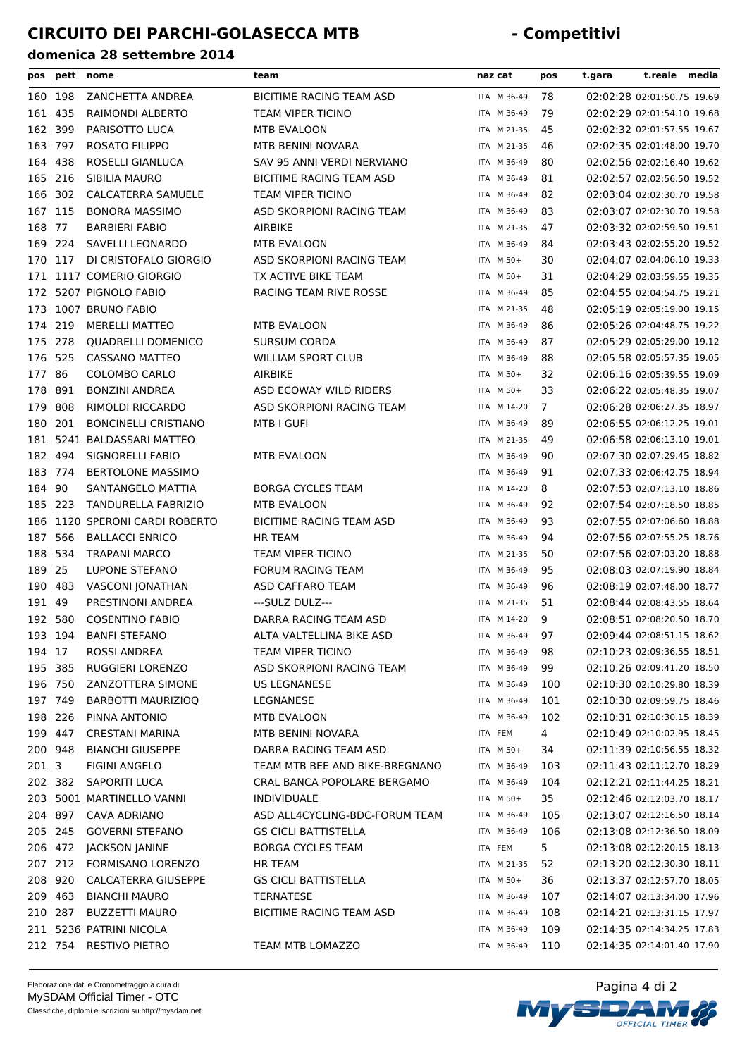# CIRCUITO DEI PARCHI-GOLASECCA MTB - Competitivi

## domenica 28 settembre 2014

| pos | pett | nome | team | naz | cat | pos | t.gara | t.reale | media |
|---|---|---|---|---|---|---|---|---|---|
| 160 | 198 | ZANCHETTA ANDREA | BICITIME RACING TEAM ASD | ITA | M 36-49 | 78 | 02:02:28 | 02:01:50.75 | 19.69 |
| 161 | 435 | RAIMONDI ALBERTO | TEAM VIPER TICINO | ITA | M 36-49 | 79 | 02:02:29 | 02:01:54.10 | 19.68 |
| 162 | 399 | PARISOTTO LUCA | MTB EVALOON | ITA | M 21-35 | 45 | 02:02:32 | 02:01:57.55 | 19.67 |
| 163 | 797 | ROSATO FILIPPO | MTB BENINI NOVARA | ITA | M 21-35 | 46 | 02:02:35 | 02:01:48.00 | 19.70 |
| 164 | 438 | ROSELLI GIANLUCA | SAV 95 ANNI VERDI NERVIANO | ITA | M 36-49 | 80 | 02:02:56 | 02:02:16.40 | 19.62 |
| 165 | 216 | SIBILIA MAURO | BICITIME RACING TEAM ASD | ITA | M 36-49 | 81 | 02:02:57 | 02:02:56.50 | 19.52 |
| 166 | 302 | CALCATERRA SAMUELE | TEAM VIPER TICINO | ITA | M 36-49 | 82 | 02:03:04 | 02:02:30.70 | 19.58 |
| 167 | 115 | BONORA MASSIMO | ASD SKORPIONI RACING TEAM | ITA | M 36-49 | 83 | 02:03:07 | 02:02:30.70 | 19.58 |
| 168 | 77 | BARBIERI FABIO | AIRBIKE | ITA | M 21-35 | 47 | 02:03:32 | 02:02:59.50 | 19.51 |
| 169 | 224 | SAVELLI LEONARDO | MTB EVALOON | ITA | M 36-49 | 84 | 02:03:43 | 02:02:55.20 | 19.52 |
| 170 | 117 | DI CRISTOFALO GIORGIO | ASD SKORPIONI RACING TEAM | ITA | M 50+ | 30 | 02:04:07 | 02:04:06.10 | 19.33 |
| 171 | 1117 | COMERIO GIORGIO | TX ACTIVE BIKE TEAM | ITA | M 50+ | 31 | 02:04:29 | 02:03:59.55 | 19.35 |
| 172 | 5207 | PIGNOLO FABIO | RACING TEAM RIVE ROSSE | ITA | M 36-49 | 85 | 02:04:55 | 02:04:54.75 | 19.21 |
| 173 | 1007 | BRUNO FABIO | | ITA | M 21-35 | 48 | 02:05:19 | 02:05:19.00 | 19.15 |
| 174 | 219 | MERELLI MATTEO | MTB EVALOON | ITA | M 36-49 | 86 | 02:05:26 | 02:04:48.75 | 19.22 |
| 175 | 278 | QUADRELLI DOMENICO | SURSUM CORDA | ITA | M 36-49 | 87 | 02:05:29 | 02:05:29.00 | 19.12 |
| 176 | 525 | CASSANO MATTEO | WILLIAM SPORT CLUB | ITA | M 36-49 | 88 | 02:05:58 | 02:05:57.35 | 19.05 |
| 177 | 86 | COLOMBO CARLO | AIRBIKE | ITA | M 50+ | 32 | 02:06:16 | 02:05:39.55 | 19.09 |
| 178 | 891 | BONZINI ANDREA | ASD ECOWAY WILD RIDERS | ITA | M 50+ | 33 | 02:06:22 | 02:05:48.35 | 19.07 |
| 179 | 808 | RIMOLDI RICCARDO | ASD SKORPIONI RACING TEAM | ITA | M 14-20 | 7 | 02:06:28 | 02:06:27.35 | 18.97 |
| 180 | 201 | BONCINELLI CRISTIANO | MTB I GUFI | ITA | M 36-49 | 89 | 02:06:55 | 02:06:12.25 | 19.01 |
| 181 | 5241 | BALDASSARI MATTEO | | ITA | M 21-35 | 49 | 02:06:58 | 02:06:13.10 | 19.01 |
| 182 | 494 | SIGNORELLI FABIO | MTB EVALOON | ITA | M 36-49 | 90 | 02:07:30 | 02:07:29.45 | 18.82 |
| 183 | 774 | BERTOLONE MASSIMO | | ITA | M 36-49 | 91 | 02:07:33 | 02:06:42.75 | 18.94 |
| 184 | 90 | SANTANGELO MATTIA | BORGA CYCLES TEAM | ITA | M 14-20 | 8 | 02:07:53 | 02:07:13.10 | 18.86 |
| 185 | 223 | TANDURELLA FABRIZIO | MTB EVALOON | ITA | M 36-49 | 92 | 02:07:54 | 02:07:18.50 | 18.85 |
| 186 | 1120 | SPERONI CARDI ROBERTO | BICITIME RACING TEAM ASD | ITA | M 36-49 | 93 | 02:07:55 | 02:07:06.60 | 18.88 |
| 187 | 566 | BALLACCI ENRICO | HR TEAM | ITA | M 36-49 | 94 | 02:07:56 | 02:07:55.25 | 18.76 |
| 188 | 534 | TRAPANI MARCO | TEAM VIPER TICINO | ITA | M 21-35 | 50 | 02:07:56 | 02:07:03.20 | 18.88 |
| 189 | 25 | LUPONE STEFANO | FORUM RACING TEAM | ITA | M 36-49 | 95 | 02:08:03 | 02:07:19.90 | 18.84 |
| 190 | 483 | VASCONI JONATHAN | ASD CAFFARO TEAM | ITA | M 36-49 | 96 | 02:08:19 | 02:07:48.00 | 18.77 |
| 191 | 49 | PRESTINONI ANDREA | ---SULZ DULZ--- | ITA | M 21-35 | 51 | 02:08:44 | 02:08:43.55 | 18.64 |
| 192 | 580 | COSENTINO FABIO | DARRA RACING TEAM ASD | ITA | M 14-20 | 9 | 02:08:51 | 02:08:20.50 | 18.70 |
| 193 | 194 | BANFI STEFANO | ALTA VALTELLINA BIKE ASD | ITA | M 36-49 | 97 | 02:09:44 | 02:08:51.10 | 18.62 |
| 194 | 17 | ROSSI ANDREA | TEAM VIPER TICINO | ITA | M 36-49 | 98 | 02:10:23 | 02:09:36.55 | 18.51 |
| 195 | 385 | RUGGIERI LORENZO | ASD SKORPIONI RACING TEAM | ITA | M 36-49 | 99 | 02:10:26 | 02:09:41.20 | 18.50 |
| 196 | 750 | ZANZOTTERA SIMONE | US LEGNANESE | ITA | M 36-49 | 100 | 02:10:30 | 02:10:29.80 | 18.39 |
| 197 | 749 | BARBOTTI MAURIZIOQ | LEGNANESE | ITA | M 36-49 | 101 | 02:10:30 | 02:09:59.75 | 18.46 |
| 198 | 226 | PINNA ANTONIO | MTB EVALOON | ITA | M 36-49 | 102 | 02:10:31 | 02:10:30.15 | 18.39 |
| 199 | 447 | CRESTANI MARINA | MTB BENINI NOVARA | ITA | FEM | 4 | 02:10:49 | 02:10:02.95 | 18.45 |
| 200 | 948 | BIANCHI GIUSEPPE | DARRA RACING TEAM ASD | ITA | M 50+ | 34 | 02:11:39 | 02:10:56.55 | 18.32 |
| 201 | 3 | FIGINI ANGELO | TEAM MTB BEE AND BIKE-BREGNANO | ITA | M 36-49 | 103 | 02:11:43 | 02:11:12.70 | 18.29 |
| 202 | 382 | SAPORITI LUCA | CRAL BANCA POPOLARE BERGAMO | ITA | M 36-49 | 104 | 02:12:21 | 02:11:44.25 | 18.21 |
| 203 | 5001 | MARTINELLO VANNI | INDIVIDUALE | ITA | M 50+ | 35 | 02:12:46 | 02:12:03.70 | 18.17 |
| 204 | 897 | CAVA ADRIANO | ASD ALL4CYCLING-BDC-FORUM TEAM | ITA | M 36-49 | 105 | 02:13:07 | 02:12:16.50 | 18.14 |
| 205 | 245 | GOVERNI STEFANO | GS CICLI BATTISTELLA | ITA | M 36-49 | 106 | 02:13:08 | 02:12:36.50 | 18.09 |
| 206 | 472 | JACKSON JANINE | BORGA CYCLES TEAM | ITA | FEM | 5 | 02:13:08 | 02:12:20.15 | 18.13 |
| 207 | 212 | FORMISANO LORENZO | HR TEAM | ITA | M 21-35 | 52 | 02:13:20 | 02:12:30.30 | 18.11 |
| 208 | 920 | CALCATERRA GIUSEPPE | GS CICLI BATTISTELLA | ITA | M 50+ | 36 | 02:13:37 | 02:12:57.70 | 18.05 |
| 209 | 463 | BIANCHI MAURO | TERNATESE | ITA | M 36-49 | 107 | 02:14:07 | 02:13:34.00 | 17.96 |
| 210 | 287 | BUZZETTI MAURO | BICITIME RACING TEAM ASD | ITA | M 36-49 | 108 | 02:14:21 | 02:13:31.15 | 17.97 |
| 211 | 5236 | PATRINI NICOLA | | ITA | M 36-49 | 109 | 02:14:35 | 02:14:34.25 | 17.83 |
| 212 | 754 | RESTIVO PIETRO | TEAM MTB LOMAZZO | ITA | M 36-49 | 110 | 02:14:35 | 02:14:01.40 | 17.90 |

Elaborazione dati e Cronometraggio a cura di
MySDAM Official Timer - OTC
Classifiche, diplomi e iscrizioni su http://mysdam.net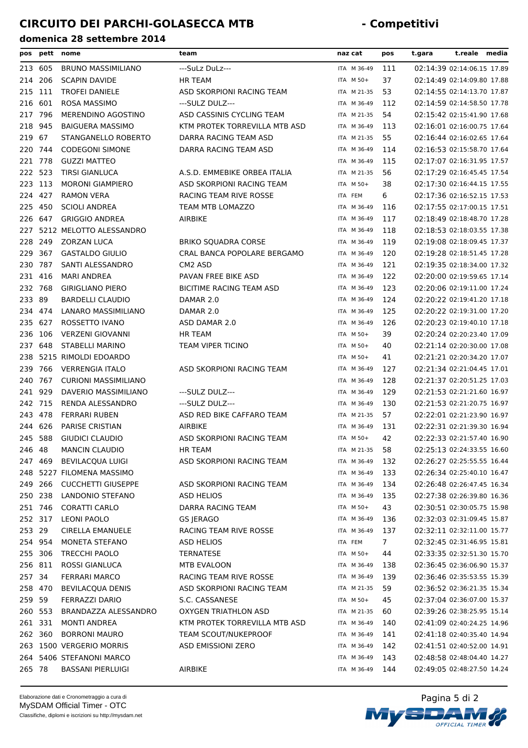# CIRCUITO DEI PARCHI-GOLASECCA MTB - Competitivi

## domenica 28 settembre 2014

| pos | pett | nome | team | naz | cat | pos | t.gara | t.reale | media |
|---|---|---|---|---|---|---|---|---|---|
| 213 | 605 | BRUNO MASSIMILIANO | ---SuLz DuLz--- | ITA | M 36-49 | 111 | 02:14:39 | 02:14:06.15 | 17.89 |
| 214 | 206 | SCAPIN DAVIDE | HR TEAM | ITA | M 50+ | 37 | 02:14:49 | 02:14:09.80 | 17.88 |
| 215 | 111 | TROFEI DANIELE | ASD SKORPIONI RACING TEAM | ITA | M 21-35 | 53 | 02:14:55 | 02:14:13.70 | 17.87 |
| 216 | 601 | ROSA MASSIMO | ---SULZ DULZ--- | ITA | M 36-49 | 112 | 02:14:59 | 02:14:58.50 | 17.78 |
| 217 | 796 | MERENDINO AGOSTINO | ASD CASSINIS CYCLING TEAM | ITA | M 21-35 | 54 | 02:15:42 | 02:15:41.90 | 17.68 |
| 218 | 945 | BAIGUERA MASSIMO | KTM PROTEK TORREVILLA MTB ASD | ITA | M 36-49 | 113 | 02:16:01 | 02:16:00.75 | 17.64 |
| 219 | 67 | STANGANELLO ROBERTO | DARRA RACING TEAM ASD | ITA | M 21-35 | 55 | 02:16:44 | 02:16:02.65 | 17.64 |
| 220 | 744 | CODEGONI SIMONE | DARRA RACING TEAM ASD | ITA | M 36-49 | 114 | 02:16:53 | 02:15:58.70 | 17.64 |
| 221 | 778 | GUZZI MATTEO | | ITA | M 36-49 | 115 | 02:17:07 | 02:16:31.95 | 17.57 |
| 222 | 523 | TIRSI GIANLUCA | A.S.D. EMMEBIKE ORBEA ITALIA | ITA | M 21-35 | 56 | 02:17:29 | 02:16:45.45 | 17.54 |
| 223 | 113 | MORONI GIAMPIERO | ASD SKORPIONI RACING TEAM | ITA | M 50+ | 38 | 02:17:30 | 02:16:44.15 | 17.55 |
| 224 | 427 | RAMON VERA | RACING TEAM RIVE ROSSE | ITA | FEM | 6 | 02:17:36 | 02:16:52.15 | 17.53 |
| 225 | 450 | SCIOLI ANDREA | TEAM MTB LOMAZZO | ITA | M 36-49 | 116 | 02:17:55 | 02:17:00.15 | 17.51 |
| 226 | 647 | GRIGGIO ANDREA | AIRBIKE | ITA | M 36-49 | 117 | 02:18:49 | 02:18:48.70 | 17.28 |
| 227 | 5212 | MELOTTO ALESSANDRO | | ITA | M 36-49 | 118 | 02:18:53 | 02:18:03.55 | 17.38 |
| 228 | 249 | ZORZAN LUCA | BRIKO SQUADRA CORSE | ITA | M 36-49 | 119 | 02:19:08 | 02:18:09.45 | 17.37 |
| 229 | 367 | GASTALDO GIULIO | CRAL BANCA POPOLARE BERGAMO | ITA | M 36-49 | 120 | 02:19:28 | 02:18:51.45 | 17.28 |
| 230 | 787 | SANTI ALESSANDRO | CM2 ASD | ITA | M 36-49 | 121 | 02:19:35 | 02:18:34.00 | 17.32 |
| 231 | 416 | MARI ANDREA | PAVAN FREE BIKE ASD | ITA | M 36-49 | 122 | 02:20:00 | 02:19:59.65 | 17.14 |
| 232 | 768 | GIRIGLIANO PIERO | BICITIME RACING TEAM ASD | ITA | M 36-49 | 123 | 02:20:06 | 02:19:11.00 | 17.24 |
| 233 | 89 | BARDELLI CLAUDIO | DAMAR 2.0 | ITA | M 36-49 | 124 | 02:20:22 | 02:19:41.20 | 17.18 |
| 234 | 474 | LANARO MASSIMILIANO | DAMAR 2.0 | ITA | M 36-49 | 125 | 02:20:22 | 02:19:31.00 | 17.20 |
| 235 | 627 | ROSSETTO IVANO | ASD DAMAR 2.0 | ITA | M 36-49 | 126 | 02:20:23 | 02:19:40.10 | 17.18 |
| 236 | 106 | VERZENI GIOVANNI | HR TEAM | ITA | M 50+ | 39 | 02:20:24 | 02:20:23.40 | 17.09 |
| 237 | 648 | STABELLI MARINO | TEAM VIPER TICINO | ITA | M 50+ | 40 | 02:21:14 | 02:20:30.00 | 17.08 |
| 238 | 5215 | RIMOLDI EDOARDO | | ITA | M 50+ | 41 | 02:21:21 | 02:20:34.20 | 17.07 |
| 239 | 766 | VERRENGIA ITALO | ASD SKORPIONI RACING TEAM | ITA | M 36-49 | 127 | 02:21:34 | 02:21:04.45 | 17.01 |
| 240 | 767 | CURIONI MASSIMILIANO | | ITA | M 36-49 | 128 | 02:21:37 | 02:20:51.25 | 17.03 |
| 241 | 929 | DAVERIO MASSIMILIANO | ---SULZ DULZ--- | ITA | M 36-49 | 129 | 02:21:53 | 02:21:21.60 | 16.97 |
| 242 | 715 | RENDA ALESSANDRO | ---SULZ DULZ--- | ITA | M 36-49 | 130 | 02:21:53 | 02:21:20.75 | 16.97 |
| 243 | 478 | FERRARI RUBEN | ASD RED BIKE CAFFARO TEAM | ITA | M 21-35 | 57 | 02:22:01 | 02:21:23.90 | 16.97 |
| 244 | 626 | PARISE CRISTIAN | AIRBIKE | ITA | M 36-49 | 131 | 02:22:31 | 02:21:39.30 | 16.94 |
| 245 | 588 | GIUDICI CLAUDIO | ASD SKORPIONI RACING TEAM | ITA | M 50+ | 42 | 02:22:33 | 02:21:57.40 | 16.90 |
| 246 | 48 | MANCIN CLAUDIO | HR TEAM | ITA | M 21-35 | 58 | 02:25:13 | 02:24:33.55 | 16.60 |
| 247 | 469 | BEVILACQUA LUIGI | ASD SKORPIONI RACING TEAM | ITA | M 36-49 | 132 | 02:26:27 | 02:25:55.55 | 16.44 |
| 248 | 5227 | FILOMENA MASSIMO | | ITA | M 36-49 | 133 | 02:26:34 | 02:25:40.10 | 16.47 |
| 249 | 266 | CUCCHETTI GIUSEPPE | ASD SKORPIONI RACING TEAM | ITA | M 36-49 | 134 | 02:26:48 | 02:26:47.45 | 16.34 |
| 250 | 238 | LANDONIO STEFANO | ASD HELIOS | ITA | M 36-49 | 135 | 02:27:38 | 02:26:39.80 | 16.36 |
| 251 | 746 | CORATTI CARLO | DARRA RACING TEAM | ITA | M 50+ | 43 | 02:30:51 | 02:30:05.75 | 15.98 |
| 252 | 317 | LEONI PAOLO | GS JERAGO | ITA | M 36-49 | 136 | 02:32:03 | 02:31:09.45 | 15.87 |
| 253 | 29 | CIRELLA EMANUELE | RACING TEAM RIVE ROSSE | ITA | M 36-49 | 137 | 02:32:11 | 02:32:11.00 | 15.77 |
| 254 | 954 | MONETA STEFANO | ASD HELIOS | ITA | FEM | 7 | 02:32:45 | 02:31:46.95 | 15.81 |
| 255 | 306 | TRECCHI PAOLO | TERNATESE | ITA | M 50+ | 44 | 02:33:35 | 02:32:51.30 | 15.70 |
| 256 | 811 | ROSSI GIANLUCA | MTB EVALOON | ITA | M 36-49 | 138 | 02:36:45 | 02:36:06.90 | 15.37 |
| 257 | 34 | FERRARI MARCO | RACING TEAM RIVE ROSSE | ITA | M 36-49 | 139 | 02:36:46 | 02:35:53.55 | 15.39 |
| 258 | 470 | BEVILACQUA DENIS | ASD SKORPIONI RACING TEAM | ITA | M 21-35 | 59 | 02:36:52 | 02:36:21.35 | 15.34 |
| 259 | 59 | FERRAZZI DARIO | S.C. CASSANESE | ITA | M 50+ | 45 | 02:37:04 | 02:36:07.00 | 15.37 |
| 260 | 553 | BRANDAZZA ALESSANDRO | OXYGEN TRIATHLON ASD | ITA | M 21-35 | 60 | 02:39:26 | 02:38:25.95 | 15.14 |
| 261 | 331 | MONTI ANDREA | KTM PROTEK TORREVILLA MTB ASD | ITA | M 36-49 | 140 | 02:41:09 | 02:40:24.25 | 14.96 |
| 262 | 360 | BORRONI MAURO | TEAM SCOUT/NUKEPROOF | ITA | M 36-49 | 141 | 02:41:18 | 02:40:35.40 | 14.94 |
| 263 | 1500 | VERGERIO MORRIS | ASD EMISSIONI ZERO | ITA | M 36-49 | 142 | 02:41:51 | 02:40:52.00 | 14.91 |
| 264 | 5406 | STEFANONI MARCO | | ITA | M 36-49 | 143 | 02:48:58 | 02:48:04.40 | 14.27 |
| 265 | 78 | BASSANI PIERLUIGI | AIRBIKE | ITA | M 36-49 | 144 | 02:49:05 | 02:48:27.50 | 14.24 |

Elaborazione dati e Cronometraggio a cura di
MySDAM Official Timer - OTC
Classifiche, diplomi e iscrizioni su http://mysdam.net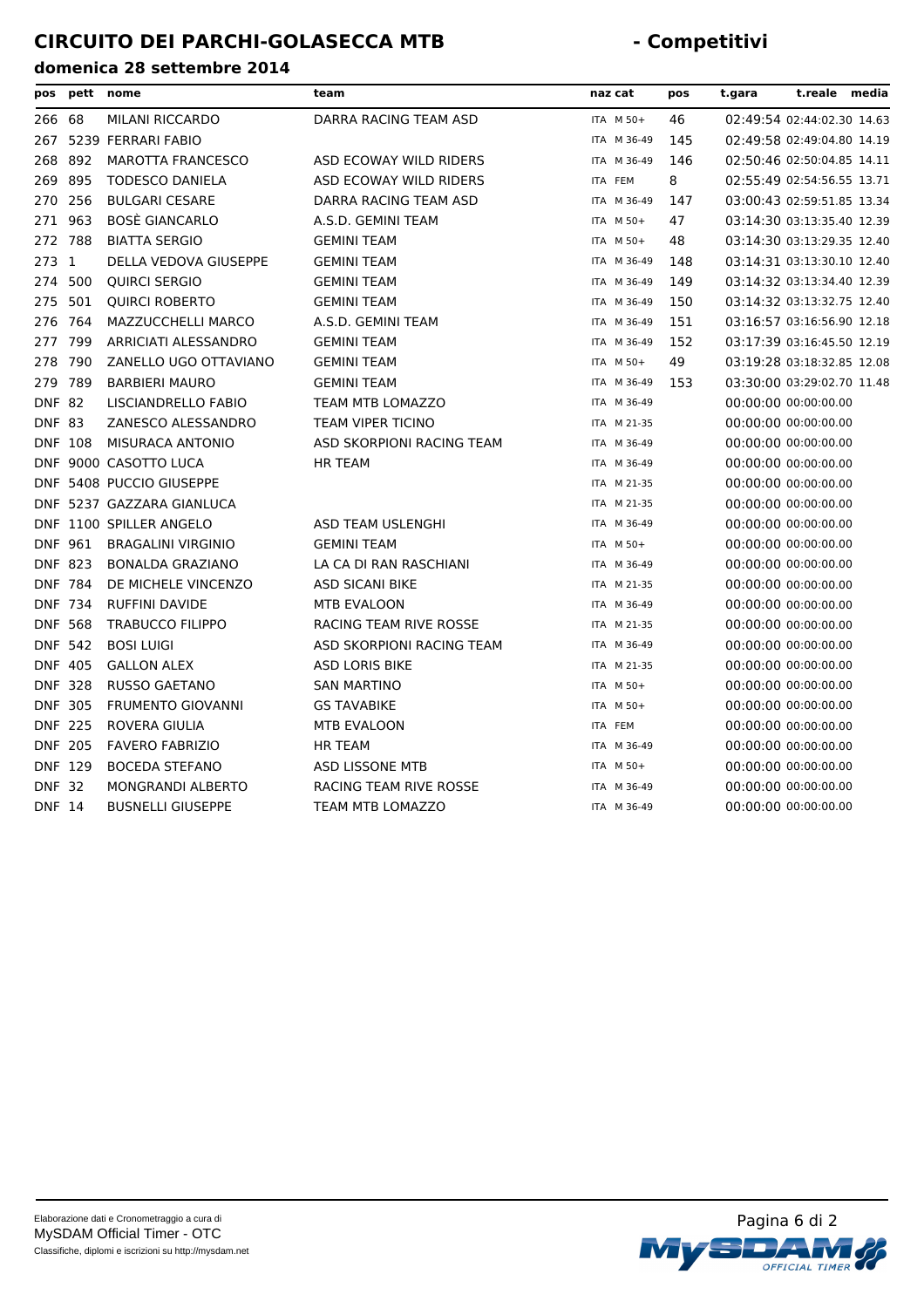# CIRCUITO DEI PARCHI-GOLASECCA MTB - Competitivi

**domenica 28 settembre 2014**

| pos | pett | nome | team | naz | cat | pos | t.gara | t.reale | media |
|---|---|---|---|---|---|---|---|---|---|
| 266 | 68 | MILANI RICCARDO | DARRA RACING TEAM ASD | ITA | M 50+ | 46 | 02:49:54 | 02:44:02.30 | 14.63 |
| 267 | 5239 | FERRARI FABIO | | ITA | M 36-49 | 145 | 02:49:58 | 02:49:04.80 | 14.19 |
| 268 | 892 | MAROTTA FRANCESCO | ASD ECOWAY WILD RIDERS | ITA | M 36-49 | 146 | 02:50:46 | 02:50:04.85 | 14.11 |
| 269 | 895 | TODESCO DANIELA | ASD ECOWAY WILD RIDERS | ITA | FEM | 8 | 02:55:49 | 02:54:56.55 | 13.71 |
| 270 | 256 | BULGARI CESARE | DARRA RACING TEAM ASD | ITA | M 36-49 | 147 | 03:00:43 | 02:59:51.85 | 13.34 |
| 271 | 963 | BOSÈ GIANCARLO | A.S.D. GEMINI TEAM | ITA | M 50+ | 47 | 03:14:30 | 03:13:35.40 | 12.39 |
| 272 | 788 | BIATTA SERGIO | GEMINI TEAM | ITA | M 50+ | 48 | 03:14:30 | 03:13:29.35 | 12.40 |
| 273 | 1 | DELLA VEDOVA GIUSEPPE | GEMINI TEAM | ITA | M 36-49 | 148 | 03:14:31 | 03:13:30.10 | 12.40 |
| 274 | 500 | QUIRCI SERGIO | GEMINI TEAM | ITA | M 36-49 | 149 | 03:14:32 | 03:13:34.40 | 12.39 |
| 275 | 501 | QUIRCI ROBERTO | GEMINI TEAM | ITA | M 36-49 | 150 | 03:14:32 | 03:13:32.75 | 12.40 |
| 276 | 764 | MAZZUCCHELLI MARCO | A.S.D. GEMINI TEAM | ITA | M 36-49 | 151 | 03:16:57 | 03:16:56.90 | 12.18 |
| 277 | 799 | ARRICIATI ALESSANDRO | GEMINI TEAM | ITA | M 36-49 | 152 | 03:17:39 | 03:16:45.50 | 12.19 |
| 278 | 790 | ZANELLO UGO OTTAVIANO | GEMINI TEAM | ITA | M 50+ | 49 | 03:19:28 | 03:18:32.85 | 12.08 |
| 279 | 789 | BARBIERI MAURO | GEMINI TEAM | ITA | M 36-49 | 153 | 03:30:00 | 03:29:02.70 | 11.48 |
| DNF | 82 | LISCIANDRELLO FABIO | TEAM MTB LOMAZZO | ITA | M 36-49 | | 00:00:00 | 00:00:00.00 | |
| DNF | 83 | ZANESCO ALESSANDRO | TEAM VIPER TICINO | ITA | M 21-35 | | 00:00:00 | 00:00:00.00 | |
| DNF | 108 | MISURACA ANTONIO | ASD SKORPIONI RACING TEAM | ITA | M 36-49 | | 00:00:00 | 00:00:00.00 | |
| DNF | 9000 | CASOTTO LUCA | HR TEAM | ITA | M 36-49 | | 00:00:00 | 00:00:00.00 | |
| DNF | 5408 | PUCCIO GIUSEPPE | | ITA | M 21-35 | | 00:00:00 | 00:00:00.00 | |
| DNF | 5237 | GAZZARA GIANLUCA | | ITA | M 21-35 | | 00:00:00 | 00:00:00.00 | |
| DNF | 1100 | SPILLER ANGELO | ASD TEAM USLENGHI | ITA | M 36-49 | | 00:00:00 | 00:00:00.00 | |
| DNF | 961 | BRAGALINI VIRGINIO | GEMINI TEAM | ITA | M 50+ | | 00:00:00 | 00:00:00.00 | |
| DNF | 823 | BONALDA GRAZIANO | LA CA DI RAN RASCHIANI | ITA | M 36-49 | | 00:00:00 | 00:00:00.00 | |
| DNF | 784 | DE MICHELE VINCENZO | ASD SICANI BIKE | ITA | M 21-35 | | 00:00:00 | 00:00:00.00 | |
| DNF | 734 | RUFFINI DAVIDE | MTB EVALOON | ITA | M 36-49 | | 00:00:00 | 00:00:00.00 | |
| DNF | 568 | TRABUCCO FILIPPO | RACING TEAM RIVE ROSSE | ITA | M 21-35 | | 00:00:00 | 00:00:00.00 | |
| DNF | 542 | BOSI LUIGI | ASD SKORPIONI RACING TEAM | ITA | M 36-49 | | 00:00:00 | 00:00:00.00 | |
| DNF | 405 | GALLON ALEX | ASD LORIS BIKE | ITA | M 21-35 | | 00:00:00 | 00:00:00.00 | |
| DNF | 328 | RUSSO GAETANO | SAN MARTINO | ITA | M 50+ | | 00:00:00 | 00:00:00.00 | |
| DNF | 305 | FRUMENTO GIOVANNI | GS TAVABIKE | ITA | M 50+ | | 00:00:00 | 00:00:00.00 | |
| DNF | 225 | ROVERA GIULIA | MTB EVALOON | ITA | FEM | | 00:00:00 | 00:00:00.00 | |
| DNF | 205 | FAVERO FABRIZIO | HR TEAM | ITA | M 36-49 | | 00:00:00 | 00:00:00.00 | |
| DNF | 129 | BOCEDA STEFANO | ASD LISSONE MTB | ITA | M 50+ | | 00:00:00 | 00:00:00.00 | |
| DNF | 32 | MONGRANDI ALBERTO | RACING TEAM RIVE ROSSE | ITA | M 36-49 | | 00:00:00 | 00:00:00.00 | |
| DNF | 14 | BUSNELLI GIUSEPPE | TEAM MTB LOMAZZO | ITA | M 36-49 | | 00:00:00 | 00:00:00.00 | |

Elaborazione dati e Cronometraggio a cura di
MySDAM Official Timer - OTC
Classifiche, diplomi e iscrizioni su http://mysdam.net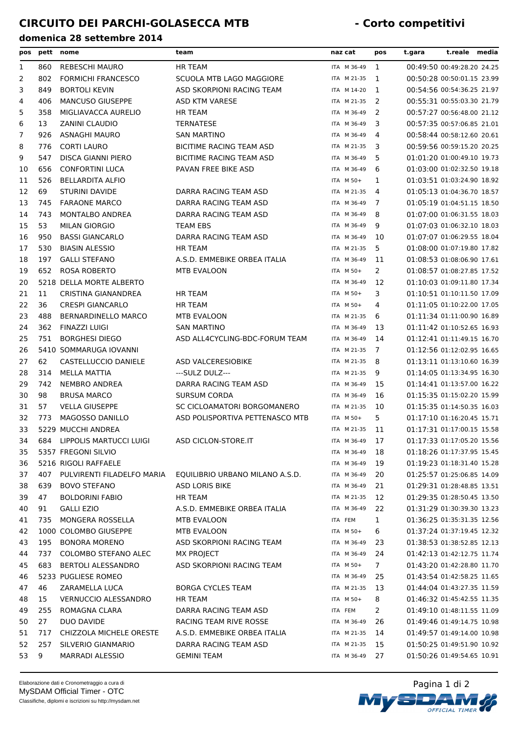# CIRCUITO DEI PARCHI-GOLASECCA MTB - Corto competitivi

**domenica 28 settembre 2014**

| pos | pett | nome | team | naz | cat | pos | t.gara | t.reale | media |
|---|---|---|---|---|---|---|---|---|---|
| 1 | 860 | REBESCHI MAURO | HR TEAM | ITA | M 36-49 | 1 | 00:49:50 | 00:49:28.20 | 24.25 |
| 2 | 802 | FORMICHI FRANCESCO | SCUOLA MTB LAGO MAGGIORE | ITA | M 21-35 | 1 | 00:50:28 | 00:50:01.15 | 23.99 |
| 3 | 849 | BORTOLI KEVIN | ASD SKORPIONI RACING TEAM | ITA | M 14-20 | 1 | 00:54:56 | 00:54:36.25 | 21.97 |
| 4 | 406 | MANCUSO GIUSEPPE | ASD KTM VARESE | ITA | M 21-35 | 2 | 00:55:31 | 00:55:03.30 | 21.79 |
| 5 | 358 | MIGLIAVACCA AURELIO | HR TEAM | ITA | M 36-49 | 2 | 00:57:27 | 00:56:48.00 | 21.12 |
| 6 | 13 | ZANINI CLAUDIO | TERNATESE | ITA | M 36-49 | 3 | 00:57:35 | 00:57:06.85 | 21.01 |
| 7 | 926 | ASNAGHI MAURO | SAN MARTINO | ITA | M 36-49 | 4 | 00:58:44 | 00:58:12.60 | 20.61 |
| 8 | 776 | CORTI LAURO | BICITIME RACING TEAM ASD | ITA | M 21-35 | 3 | 00:59:56 | 00:59:15.20 | 20.25 |
| 9 | 547 | DISCA GIANNI PIERO | BICITIME RACING TEAM ASD | ITA | M 36-49 | 5 | 01:01:20 | 01:00:49.10 | 19.73 |
| 10 | 656 | CONFORTINI LUCA | PAVAN FREE BIKE ASD | ITA | M 36-49 | 6 | 01:03:00 | 01:02:32.50 | 19.18 |
| 11 | 526 | BELLARDITA ALFIO | | ITA | M 50+ | 1 | 01:03:51 | 01:03:24.90 | 18.92 |
| 12 | 69 | STURINI DAVIDE | DARRA RACING TEAM ASD | ITA | M 21-35 | 4 | 01:05:13 | 01:04:36.70 | 18.57 |
| 13 | 745 | FARAONE MARCO | DARRA RACING TEAM ASD | ITA | M 36-49 | 7 | 01:05:19 | 01:04:51.15 | 18.50 |
| 14 | 743 | MONTALBO ANDREA | DARRA RACING TEAM ASD | ITA | M 36-49 | 8 | 01:07:00 | 01:06:31.55 | 18.03 |
| 15 | 53 | MILAN GIORGIO | TEAM EBS | ITA | M 36-49 | 9 | 01:07:03 | 01:06:32.10 | 18.03 |
| 16 | 950 | BASSI GIANCARLO | DARRA RACING TEAM ASD | ITA | M 36-49 | 10 | 01:07:07 | 01:06:29.55 | 18.04 |
| 17 | 530 | BIASIN ALESSIO | HR TEAM | ITA | M 21-35 | 5 | 01:08:00 | 01:07:19.80 | 17.82 |
| 18 | 197 | GALLI STEFANO | A.S.D. EMMEBIKE ORBEA ITALIA | ITA | M 36-49 | 11 | 01:08:53 | 01:08:06.90 | 17.61 |
| 19 | 652 | ROSA ROBERTO | MTB EVALOON | ITA | M 50+ | 2 | 01:08:57 | 01:08:27.85 | 17.52 |
| 20 | 5218 | DELLA MORTE ALBERTO | | ITA | M 36-49 | 12 | 01:10:03 | 01:09:11.80 | 17.34 |
| 21 | 11 | CRISTINA GIANANDREA | HR TEAM | ITA | M 50+ | 3 | 01:10:51 | 01:10:11.50 | 17.09 |
| 22 | 36 | CRESPI GIANCARLO | HR TEAM | ITA | M 50+ | 4 | 01:11:05 | 01:10:22.00 | 17.05 |
| 23 | 488 | BERNARDINELLO MARCO | MTB EVALOON | ITA | M 21-35 | 6 | 01:11:34 | 01:11:00.90 | 16.89 |
| 24 | 362 | FINAZZI LUIGI | SAN MARTINO | ITA | M 36-49 | 13 | 01:11:42 | 01:10:52.65 | 16.93 |
| 25 | 751 | BORGHESI DIEGO | ASD ALL4CYCLING-BDC-FORUM TEAM | ITA | M 36-49 | 14 | 01:12:41 | 01:11:49.15 | 16.70 |
| 26 | 5410 | SOMMARUGA IOVANNI | | ITA | M 21-35 | 7 | 01:12:56 | 01:12:02.95 | 16.65 |
| 27 | 62 | CASTELLUCCIO DANIELE | ASD VALCERESIOBIKE | ITA | M 21-35 | 8 | 01:13:11 | 01:13:10.60 | 16.39 |
| 28 | 314 | MELLA MATTIA | ---SULZ DULZ--- | ITA | M 21-35 | 9 | 01:14:05 | 01:13:34.95 | 16.30 |
| 29 | 742 | NEMBRO ANDREA | DARRA RACING TEAM ASD | ITA | M 36-49 | 15 | 01:14:41 | 01:13:57.00 | 16.22 |
| 30 | 98 | BRUSA MARCO | SURSUM CORDA | ITA | M 36-49 | 16 | 01:15:35 | 01:15:02.20 | 15.99 |
| 31 | 57 | VELLA GIUSEPPE | SC CICLOAMATORI BORGOMANERO | ITA | M 21-35 | 10 | 01:15:35 | 01:14:50.35 | 16.03 |
| 32 | 773 | MAGOSSO DANILLO | ASD POLISPORTIVA PETTENASCO MTB | ITA | M 50+ | 5 | 01:17:10 | 01:16:20.45 | 15.71 |
| 33 | 5229 | MUCCHI ANDREA | | ITA | M 21-35 | 11 | 01:17:31 | 01:17:00.15 | 15.58 |
| 34 | 684 | LIPPOLIS MARTUCCI LUIGI | ASD CICLON-STORE.IT | ITA | M 36-49 | 17 | 01:17:33 | 01:17:05.20 | 15.56 |
| 35 | 5357 | FREGONI SILVIO | | ITA | M 36-49 | 18 | 01:18:26 | 01:17:37.95 | 15.45 |
| 36 | 5216 | RIGOLI RAFFAELE | | ITA | M 36-49 | 19 | 01:19:23 | 01:18:31.40 | 15.28 |
| 37 | 407 | PULVIRENTI FILADELFO MARIA | EQUILIBRIO URBANO MILANO A.S.D. | ITA | M 36-49 | 20 | 01:25:57 | 01:25:06.85 | 14.09 |
| 38 | 639 | BOVO STEFANO | ASD LORIS BIKE | ITA | M 36-49 | 21 | 01:29:31 | 01:28:48.85 | 13.51 |
| 39 | 47 | BOLDORINI FABIO | HR TEAM | ITA | M 21-35 | 12 | 01:29:35 | 01:28:50.85 | 13.50 |
| 40 | 91 | GALLI EZIO | A.S.D. EMMEBIKE ORBEA ITALIA | ITA | M 36-49 | 22 | 01:31:29 | 01:30:39.30 | 13.23 |
| 41 | 735 | MONGERA ROSSELLA | MTB EVALOON | ITA | FEM | 1 | 01:36:25 | 01:35:31.35 | 12.56 |
| 42 | 1000 | COLOMBO GIUSEPPE | MTB EVALOON | ITA | M 50+ | 6 | 01:37:24 | 01:37:19.45 | 12.32 |
| 43 | 195 | BONORA MORENO | ASD SKORPIONI RACING TEAM | ITA | M 36-49 | 23 | 01:38:53 | 01:38:52.85 | 12.13 |
| 44 | 737 | COLOMBO STEFANO ALEC | MX PROJECT | ITA | M 36-49 | 24 | 01:42:13 | 01:42:12.75 | 11.74 |
| 45 | 683 | BERTOLI ALESSANDRO | ASD SKORPIONI RACING TEAM | ITA | M 50+ | 7 | 01:43:20 | 01:42:28.80 | 11.70 |
| 46 | 5233 | PUGLIESE ROMEO | | ITA | M 36-49 | 25 | 01:43:54 | 01:42:58.25 | 11.65 |
| 47 | 46 | ZARAMELLA LUCA | BORGA CYCLES TEAM | ITA | M 21-35 | 13 | 01:44:04 | 01:43:27.35 | 11.59 |
| 48 | 15 | VERNUCCIO ALESSANDRO | HR TEAM | ITA | M 50+ | 8 | 01:46:32 | 01:45:42.55 | 11.35 |
| 49 | 255 | ROMAGNA CLARA | DARRA RACING TEAM ASD | ITA | FEM | 2 | 01:49:10 | 01:48:11.55 | 11.09 |
| 50 | 27 | DUO DAVIDE | RACING TEAM RIVE ROSSE | ITA | M 36-49 | 26 | 01:49:46 | 01:49:14.75 | 10.98 |
| 51 | 717 | CHIZZOLA MICHELE ORESTE | A.S.D. EMMEBIKE ORBEA ITALIA | ITA | M 21-35 | 14 | 01:49:57 | 01:49:14.00 | 10.98 |
| 52 | 257 | SILVERIO GIANMARIO | DARRA RACING TEAM ASD | ITA | M 21-35 | 15 | 01:50:25 | 01:49:51.90 | 10.92 |
| 53 | 9 | MARRADI ALESSIO | GEMINI TEAM | ITA | M 36-49 | 27 | 01:50:26 | 01:49:54.65 | 10.91 |

Elaborazione dati e Cronometraggio a cura di
MySDAM Official Timer - OTC
Classifiche, diplomi e iscrizioni su http://mysdam.net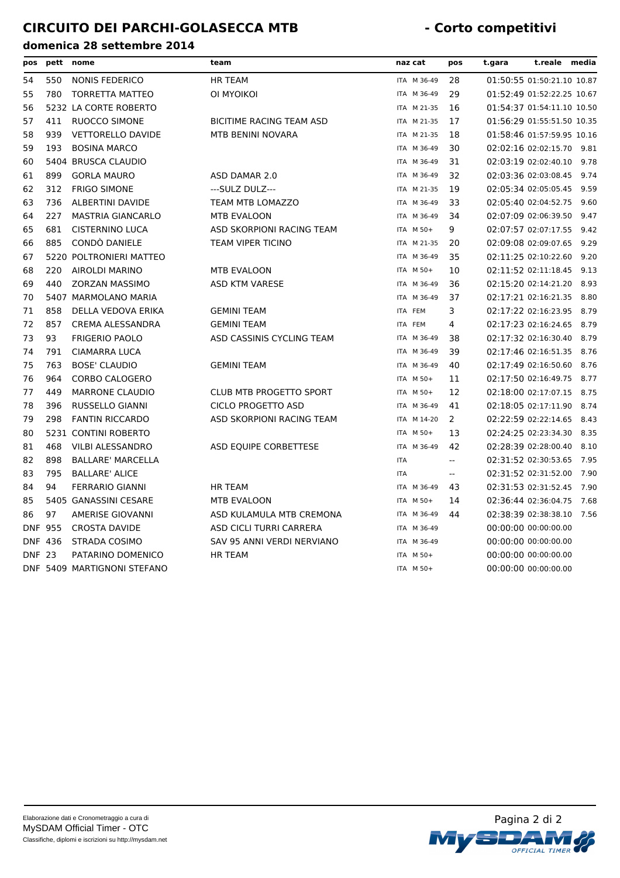# CIRCUITO DEI PARCHI-GOLASECCA MTB - Corto competitivi

## domenica 28 settembre 2014

| pos | pett | nome | team | naz | cat | pos | t.gara | t.reale | media |
|---|---|---|---|---|---|---|---|---|---|
| 54 | 550 | NONIS FEDERICO | HR TEAM | ITA | M 36-49 | 28 | 01:50:55 | 01:50:21.10 | 10.87 |
| 55 | 780 | TORRETTA MATTEO | OI MYOIKOI | ITA | M 36-49 | 29 | 01:52:49 | 01:52:22.25 | 10.67 |
| 56 | 5232 | LA CORTE ROBERTO | | ITA | M 21-35 | 16 | 01:54:37 | 01:54:11.10 | 10.50 |
| 57 | 411 | RUOCCO SIMONE | BICITIME RACING TEAM ASD | ITA | M 21-35 | 17 | 01:56:29 | 01:55:51.50 | 10.35 |
| 58 | 939 | VETTORELLO DAVIDE | MTB BENINI NOVARA | ITA | M 21-35 | 18 | 01:58:46 | 01:57:59.95 | 10.16 |
| 59 | 193 | BOSINA MARCO | | ITA | M 36-49 | 30 | 02:02:16 | 02:02:15.70 | 9.81 |
| 60 | 5404 | BRUSCA CLAUDIO | | ITA | M 36-49 | 31 | 02:03:19 | 02:02:40.10 | 9.78 |
| 61 | 899 | GORLA MAURO | ASD DAMAR 2.0 | ITA | M 36-49 | 32 | 02:03:36 | 02:03:08.45 | 9.74 |
| 62 | 312 | FRIGO SIMONE | ---SULZ DULZ--- | ITA | M 21-35 | 19 | 02:05:34 | 02:05:05.45 | 9.59 |
| 63 | 736 | ALBERTINI DAVIDE | TEAM MTB LOMAZZO | ITA | M 36-49 | 33 | 02:05:40 | 02:04:52.75 | 9.60 |
| 64 | 227 | MASTRIA GIANCARLO | MTB EVALOON | ITA | M 36-49 | 34 | 02:07:09 | 02:06:39.50 | 9.47 |
| 65 | 681 | CISTERNINO LUCA | ASD SKORPIONI RACING TEAM | ITA | M 50+ | 9 | 02:07:57 | 02:07:17.55 | 9.42 |
| 66 | 885 | CONDÒ DANIELE | TEAM VIPER TICINO | ITA | M 21-35 | 20 | 02:09:08 | 02:09:07.65 | 9.29 |
| 67 | 5220 | POLTRONIERI MATTEO | | ITA | M 36-49 | 35 | 02:11:25 | 02:10:22.60 | 9.20 |
| 68 | 220 | AIROLDI MARINO | MTB EVALOON | ITA | M 50+ | 10 | 02:11:52 | 02:11:18.45 | 9.13 |
| 69 | 440 | ZORZAN MASSIMO | ASD KTM VARESE | ITA | M 36-49 | 36 | 02:15:20 | 02:14:21.20 | 8.93 |
| 70 | 5407 | MARMOLANO MARIA | | ITA | M 36-49 | 37 | 02:17:21 | 02:16:21.35 | 8.80 |
| 71 | 858 | DELLA VEDOVA ERIKA | GEMINI TEAM | ITA | FEM | 3 | 02:17:22 | 02:16:23.95 | 8.79 |
| 72 | 857 | CREMA ALESSANDRA | GEMINI TEAM | ITA | FEM | 4 | 02:17:23 | 02:16:24.65 | 8.79 |
| 73 | 93 | FRIGERIO PAOLO | ASD CASSINIS CYCLING TEAM | ITA | M 36-49 | 38 | 02:17:32 | 02:16:30.40 | 8.79 |
| 74 | 791 | CIAMARRA LUCA | | ITA | M 36-49 | 39 | 02:17:46 | 02:16:51.35 | 8.76 |
| 75 | 763 | BOSE' CLAUDIO | GEMINI TEAM | ITA | M 36-49 | 40 | 02:17:49 | 02:16:50.60 | 8.76 |
| 76 | 964 | CORBO CALOGERO | | ITA | M 50+ | 11 | 02:17:50 | 02:16:49.75 | 8.77 |
| 77 | 449 | MARRONE CLAUDIO | CLUB MTB PROGETTO SPORT | ITA | M 50+ | 12 | 02:18:00 | 02:17:07.15 | 8.75 |
| 78 | 396 | RUSSELLO GIANNI | CICLO PROGETTO ASD | ITA | M 36-49 | 41 | 02:18:05 | 02:17:11.90 | 8.74 |
| 79 | 298 | FANTIN RICCARDO | ASD SKORPIONI RACING TEAM | ITA | M 14-20 | 2 | 02:22:59 | 02:22:14.65 | 8.43 |
| 80 | 5231 | CONTINI ROBERTO | | ITA | M 50+ | 13 | 02:24:25 | 02:23:34.30 | 8.35 |
| 81 | 468 | VILBI ALESSANDRO | ASD EQUIPE CORBETTESE | ITA | M 36-49 | 42 | 02:28:39 | 02:28:00.40 | 8.10 |
| 82 | 898 | BALLARE' MARCELLA | | ITA | | -- | 02:31:52 | 02:30:53.65 | 7.95 |
| 83 | 795 | BALLARE' ALICE | | ITA | | -- | 02:31:52 | 02:31:52.00 | 7.90 |
| 84 | 94 | FERRARIO GIANNI | HR TEAM | ITA | M 36-49 | 43 | 02:31:53 | 02:31:52.45 | 7.90 |
| 85 | 5405 | GANASSINI CESARE | MTB EVALOON | ITA | M 50+ | 14 | 02:36:44 | 02:36:04.75 | 7.68 |
| 86 | 97 | AMERISE GIOVANNI | ASD KULAMULA MTB CREMONA | ITA | M 36-49 | 44 | 02:38:39 | 02:38:38.10 | 7.56 |
| DNF | 955 | CROSTA DAVIDE | ASD CICLI TURRI CARRERA | ITA | M 36-49 | | 00:00:00 | 00:00:00.00 | |
| DNF | 436 | STRADA COSIMO | SAV 95 ANNI VERDI NERVIANO | ITA | M 36-49 | | 00:00:00 | 00:00:00.00 | |
| DNF | 23 | PATARINO DOMENICO | HR TEAM | ITA | M 50+ | | 00:00:00 | 00:00:00.00 | |
| DNF | 5409 | MARTIGNONI STEFANO | | ITA | M 50+ | | 00:00:00 | 00:00:00.00 | |

Elaborazione dati e Cronometraggio a cura di
MySDAM Official Timer - OTC
Classifiche, diplomi e iscrizioni su http://mysdam.net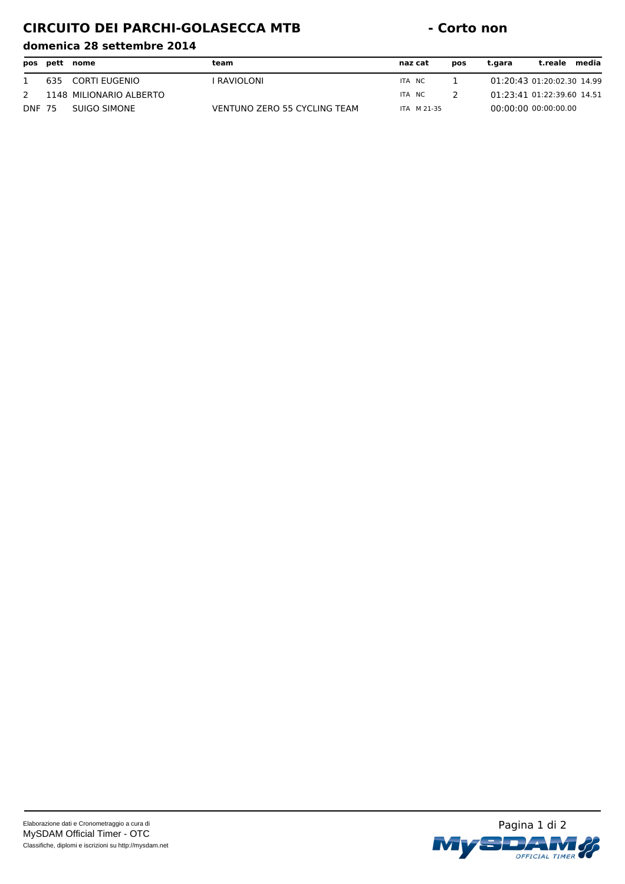# CIRCUITO DEI PARCHI-GOLASECCA MTB - Corto non

### domenica 28 settembre 2014

| pos | pett | nome | team | naz | cat | pos | t.gara | t.reale | media |
|---|---|---|---|---|---|---|---|---|---|
| 1 | 635 | CORTI EUGENIO | I RAVIOLONI | ITA | NC | 1 | 01:20:43 | 01:20:02.30 | 14.99 |
| 2 | 1148 | MILIONARIO ALBERTO | | ITA | NC | 2 | 01:23:41 | 01:22:39.60 | 14.51 |
| DNF | 75 | SUIGO SIMONE | VENTUNO ZERO 55 CYCLING TEAM | ITA | M 21-35 | | 00:00:00 | 00:00:00.00 | |

Elaborazione dati e Cronometraggio a cura di
MySDAM Official Timer - OTC
Classifiche, diplomi e iscrizioni su http://mysdam.net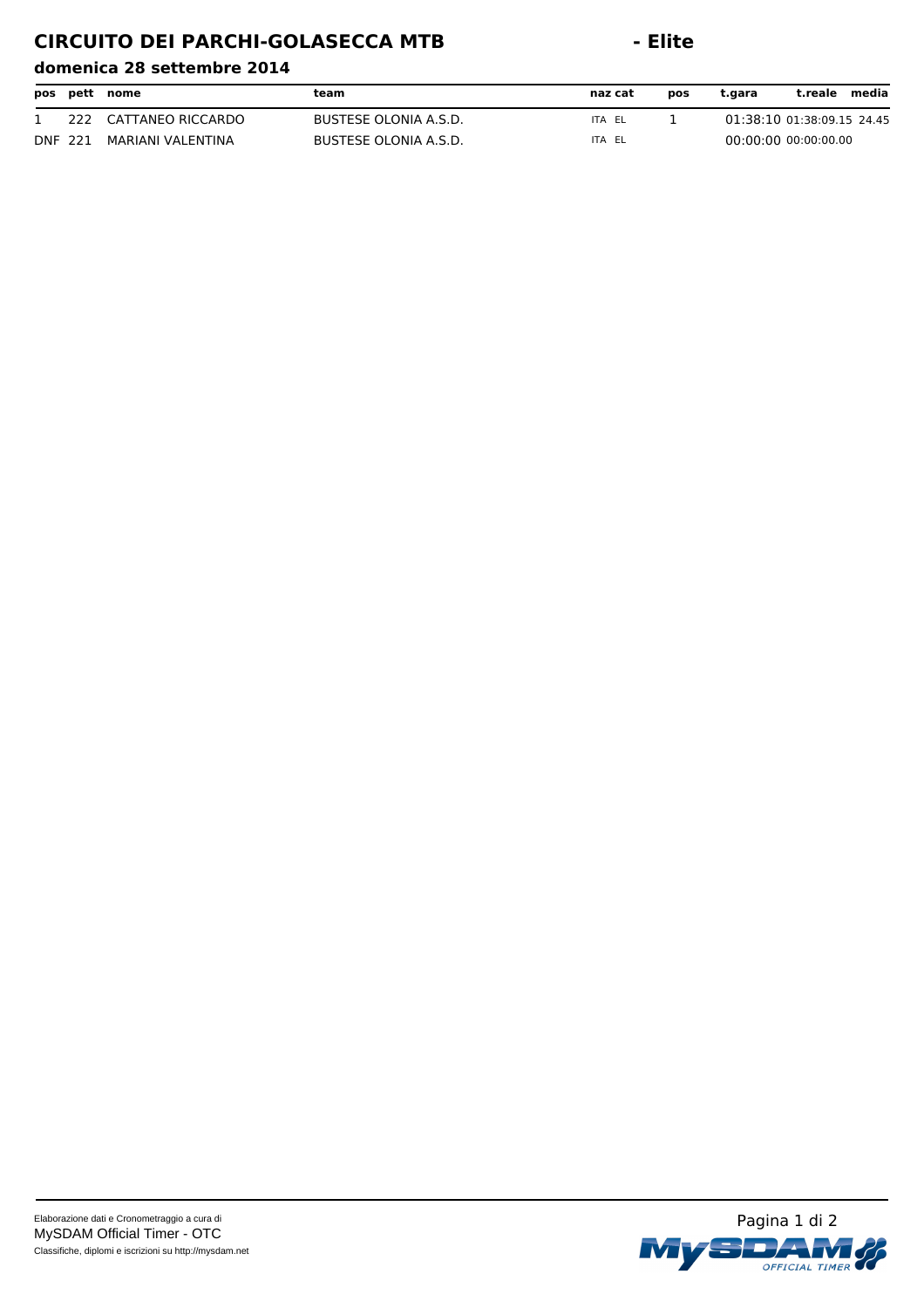# CIRCUITO DEI PARCHI-GOLASECCA MTB - Elite

**domenica 28 settembre 2014**

| pos | pett | nome | team | naz | cat | pos | t.gara | t.reale | media |
|---|---|---|---|---|---|---|---|---|---|
| 1 | 222 | CATTANEO RICCARDO | BUSTESE OLONIA A.S.D. | ITA | EL | 1 | 01:38:10 | 01:38:09.15 | 24.45 |
| DNF | 221 | MARIANI VALENTINA | BUSTESE OLONIA A.S.D. | ITA | EL | | 00:00:00 | 00:00:00.00 | |

Elaborazione dati e Cronometraggio a cura di
MySDAM Official Timer - OTC
Classifiche, diplomi e iscrizioni su http://mysdam.net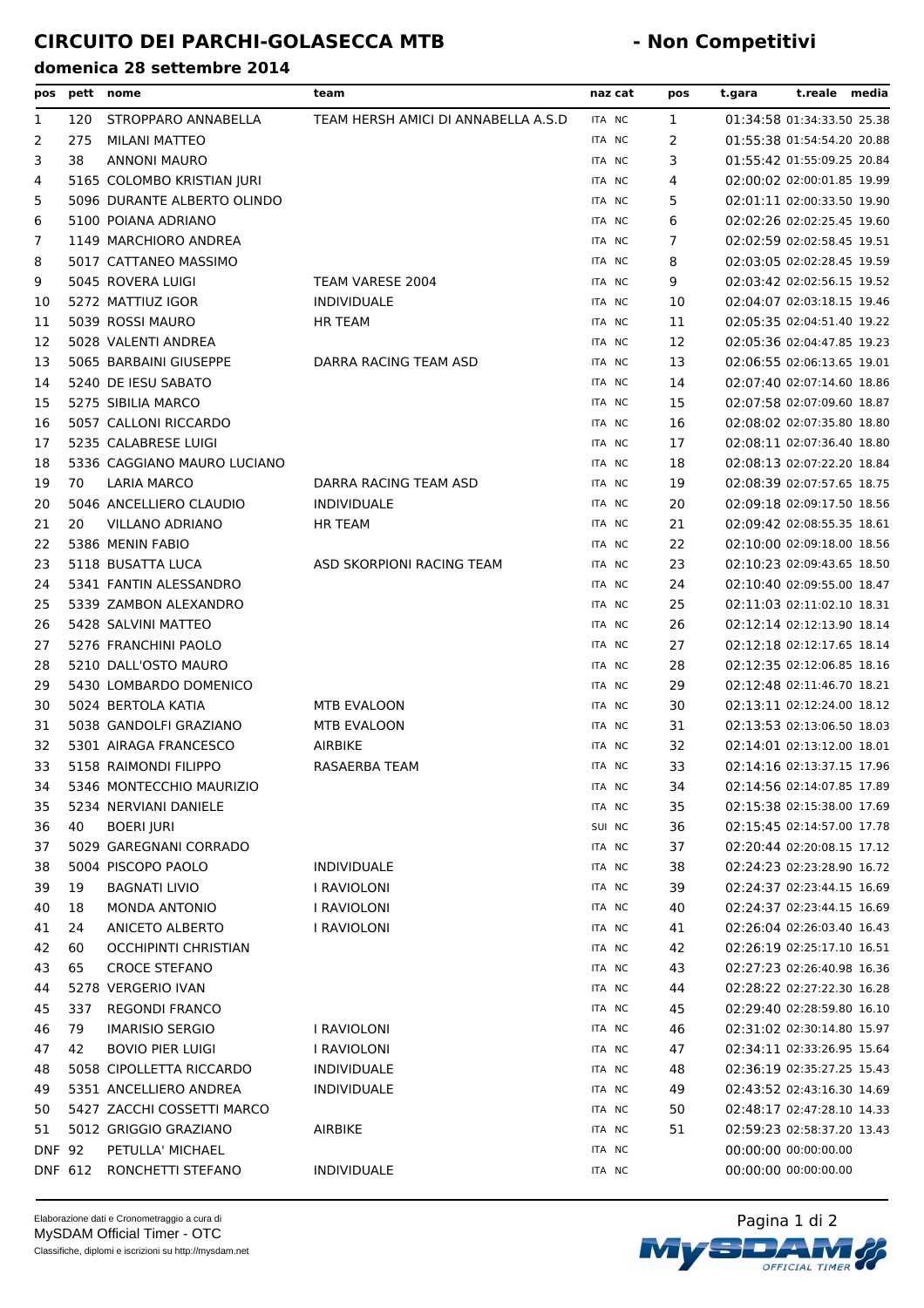# CIRCUITO DEI PARCHI-GOLASECCA MTB - Non Competitivi

## domenica 28 settembre 2014

| pos | pett | nome | team | naz | cat | pos | t.gara | t.reale | media |
|---|---|---|---|---|---|---|---|---|---|
| 1 | 120 | STROPPARO ANNABELLA | TEAM HERSH AMICI DI ANNABELLA A.S.D | ITA | NC | 1 | 01:34:58 | 01:34:33.50 | 25.38 |
| 2 | 275 | MILANI MATTEO | | ITA | NC | 2 | 01:55:38 | 01:54:54.20 | 20.88 |
| 3 | 38 | ANNONI MAURO | | ITA | NC | 3 | 01:55:42 | 01:55:09.25 | 20.84 |
| 4 | 5165 | COLOMBO KRISTIAN JURI | | ITA | NC | 4 | 02:00:02 | 02:00:01.85 | 19.99 |
| 5 | 5096 | DURANTE ALBERTO OLINDO | | ITA | NC | 5 | 02:01:11 | 02:00:33.50 | 19.90 |
| 6 | 5100 | POIANA ADRIANO | | ITA | NC | 6 | 02:02:26 | 02:02:25.45 | 19.60 |
| 7 | 1149 | MARCHIORO ANDREA | | ITA | NC | 7 | 02:02:59 | 02:02:58.45 | 19.51 |
| 8 | 5017 | CATTANEO MASSIMO | | ITA | NC | 8 | 02:03:05 | 02:02:28.45 | 19.59 |
| 9 | 5045 | ROVERA LUIGI | TEAM VARESE 2004 | ITA | NC | 9 | 02:03:42 | 02:02:56.15 | 19.52 |
| 10 | 5272 | MATTIUZ IGOR | INDIVIDUALE | ITA | NC | 10 | 02:04:07 | 02:03:18.15 | 19.46 |
| 11 | 5039 | ROSSI MAURO | HR TEAM | ITA | NC | 11 | 02:05:35 | 02:04:51.40 | 19.22 |
| 12 | 5028 | VALENTI ANDREA | | ITA | NC | 12 | 02:05:36 | 02:04:47.85 | 19.23 |
| 13 | 5065 | BARBAINI GIUSEPPE | DARRA RACING TEAM ASD | ITA | NC | 13 | 02:06:55 | 02:06:13.65 | 19.01 |
| 14 | 5240 | DE IESU SABATO | | ITA | NC | 14 | 02:07:40 | 02:07:14.60 | 18.86 |
| 15 | 5275 | SIBILIA MARCO | | ITA | NC | 15 | 02:07:58 | 02:07:09.60 | 18.87 |
| 16 | 5057 | CALLONI RICCARDO | | ITA | NC | 16 | 02:08:02 | 02:07:35.80 | 18.80 |
| 17 | 5235 | CALABRESE LUIGI | | ITA | NC | 17 | 02:08:11 | 02:07:36.40 | 18.80 |
| 18 | 5336 | CAGGIANO MAURO LUCIANO | | ITA | NC | 18 | 02:08:13 | 02:07:22.20 | 18.84 |
| 19 | 70 | LARIA MARCO | DARRA RACING TEAM ASD | ITA | NC | 19 | 02:08:39 | 02:07:57.65 | 18.75 |
| 20 | 5046 | ANCELLIERO CLAUDIO | INDIVIDUALE | ITA | NC | 20 | 02:09:18 | 02:09:17.50 | 18.56 |
| 21 | 20 | VILLANO ADRIANO | HR TEAM | ITA | NC | 21 | 02:09:42 | 02:08:55.35 | 18.61 |
| 22 | 5386 | MENIN FABIO | | ITA | NC | 22 | 02:10:00 | 02:09:18.00 | 18.56 |
| 23 | 5118 | BUSATTA LUCA | ASD SKORPIONI RACING TEAM | ITA | NC | 23 | 02:10:23 | 02:09:43.65 | 18.50 |
| 24 | 5341 | FANTIN ALESSANDRO | | ITA | NC | 24 | 02:10:40 | 02:09:55.00 | 18.47 |
| 25 | 5339 | ZAMBON ALEXANDRO | | ITA | NC | 25 | 02:11:03 | 02:11:02.10 | 18.31 |
| 26 | 5428 | SALVINI MATTEO | | ITA | NC | 26 | 02:12:14 | 02:12:13.90 | 18.14 |
| 27 | 5276 | FRANCHINI PAOLO | | ITA | NC | 27 | 02:12:18 | 02:12:17.65 | 18.14 |
| 28 | 5210 | DALL'OSTO MAURO | | ITA | NC | 28 | 02:12:35 | 02:12:06.85 | 18.16 |
| 29 | 5430 | LOMBARDO DOMENICO | | ITA | NC | 29 | 02:12:48 | 02:11:46.70 | 18.21 |
| 30 | 5024 | BERTOLA KATIA | MTB EVALOON | ITA | NC | 30 | 02:13:11 | 02:12:24.00 | 18.12 |
| 31 | 5038 | GANDOLFI GRAZIANO | MTB EVALOON | ITA | NC | 31 | 02:13:53 | 02:13:06.50 | 18.03 |
| 32 | 5301 | AIRAGA FRANCESCO | AIRBIKE | ITA | NC | 32 | 02:14:01 | 02:13:12.00 | 18.01 |
| 33 | 5158 | RAIMONDI FILIPPO | RASAERBA TEAM | ITA | NC | 33 | 02:14:16 | 02:13:37.15 | 17.96 |
| 34 | 5346 | MONTECCHIO MAURIZIO | | ITA | NC | 34 | 02:14:56 | 02:14:07.85 | 17.89 |
| 35 | 5234 | NERVIANI DANIELE | | ITA | NC | 35 | 02:15:38 | 02:15:38.00 | 17.69 |
| 36 | 40 | BOERI JURI | | SUI | NC | 36 | 02:15:45 | 02:14:57.00 | 17.78 |
| 37 | 5029 | GAREGNANI CORRADO | | ITA | NC | 37 | 02:20:44 | 02:20:08.15 | 17.12 |
| 38 | 5004 | PISCOPO PAOLO | INDIVIDUALE | ITA | NC | 38 | 02:24:23 | 02:23:28.90 | 16.72 |
| 39 | 19 | BAGNATI LIVIO | I RAVIOLONI | ITA | NC | 39 | 02:24:37 | 02:23:44.15 | 16.69 |
| 40 | 18 | MONDA ANTONIO | I RAVIOLONI | ITA | NC | 40 | 02:24:37 | 02:23:44.15 | 16.69 |
| 41 | 24 | ANICETO ALBERTO | I RAVIOLONI | ITA | NC | 41 | 02:26:04 | 02:26:03.40 | 16.43 |
| 42 | 60 | OCCHIPINTI CHRISTIAN | | ITA | NC | 42 | 02:26:19 | 02:25:17.10 | 16.51 |
| 43 | 65 | CROCE STEFANO | | ITA | NC | 43 | 02:27:23 | 02:26:40.98 | 16.36 |
| 44 | 5278 | VERGERIO IVAN | | ITA | NC | 44 | 02:28:22 | 02:27:22.30 | 16.28 |
| 45 | 337 | REGONDI FRANCO | | ITA | NC | 45 | 02:29:40 | 02:28:59.80 | 16.10 |
| 46 | 79 | IMARISIO SERGIO | I RAVIOLONI | ITA | NC | 46 | 02:31:02 | 02:30:14.80 | 15.97 |
| 47 | 42 | BOVIO PIER LUIGI | I RAVIOLONI | ITA | NC | 47 | 02:34:11 | 02:33:26.95 | 15.64 |
| 48 | 5058 | CIPOLLETTA RICCARDO | INDIVIDUALE | ITA | NC | 48 | 02:36:19 | 02:35:27.25 | 15.43 |
| 49 | 5351 | ANCELLIERO ANDREA | INDIVIDUALE | ITA | NC | 49 | 02:43:52 | 02:43:16.30 | 14.69 |
| 50 | 5427 | ZACCHI COSSETTI MARCO | | ITA | NC | 50 | 02:48:17 | 02:47:28.10 | 14.33 |
| 51 | 5012 | GRIGGIO GRAZIANO | AIRBIKE | ITA | NC | 51 | 02:59:23 | 02:58:37.20 | 13.43 |
| DNF | 92 | PETULLA' MICHAEL | | ITA | NC | | 00:00:00 | 00:00:00.00 | |
| DNF | 612 | RONCHETTI STEFANO | INDIVIDUALE | ITA | NC | | 00:00:00 | 00:00:00.00 | |

Elaborazione dati e Cronometraggio a cura di
MySDAM Official Timer - OTC
Classifiche, diplomi e iscrizioni su http://mysdam.net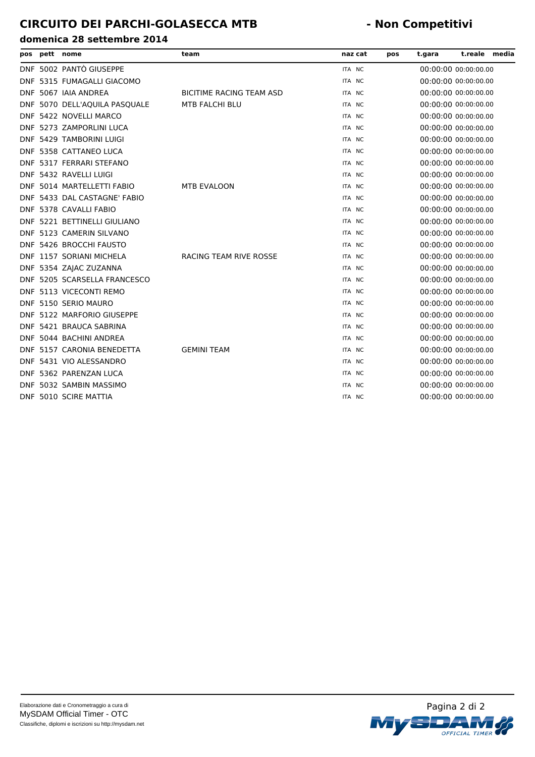# CIRCUITO DEI PARCHI-GOLASECCA MTB - Non Competitivi

**domenica 28 settembre 2014**

| pos | pett | nome | team | naz | cat | pos | t.gara | t.reale | media |
|---|---|---|---|---|---|---|---|---|---|
| DNF | 5002 | PANTÒ GIUSEPPE | | ITA | NC | | 00:00:00 | 00:00:00.00 | |
| DNF | 5315 | FUMAGALLI GIACOMO | | ITA | NC | | 00:00:00 | 00:00:00.00 | |
| DNF | 5067 | IAIA ANDREA | BICITIME RACING TEAM ASD | ITA | NC | | 00:00:00 | 00:00:00.00 | |
| DNF | 5070 | DELL'AQUILA PASQUALE | MTB FALCHI BLU | ITA | NC | | 00:00:00 | 00:00:00.00 | |
| DNF | 5422 | NOVELLI MARCO | | ITA | NC | | 00:00:00 | 00:00:00.00 | |
| DNF | 5273 | ZAMPORLINI LUCA | | ITA | NC | | 00:00:00 | 00:00:00.00 | |
| DNF | 5429 | TAMBORINI LUIGI | | ITA | NC | | 00:00:00 | 00:00:00.00 | |
| DNF | 5358 | CATTANEO LUCA | | ITA | NC | | 00:00:00 | 00:00:00.00 | |
| DNF | 5317 | FERRARI STEFANO | | ITA | NC | | 00:00:00 | 00:00:00.00 | |
| DNF | 5432 | RAVELLI LUIGI | | ITA | NC | | 00:00:00 | 00:00:00.00 | |
| DNF | 5014 | MARTELLETTI FABIO | MTB EVALOON | ITA | NC | | 00:00:00 | 00:00:00.00 | |
| DNF | 5433 | DAL CASTAGNE' FABIO | | ITA | NC | | 00:00:00 | 00:00:00.00 | |
| DNF | 5378 | CAVALLI FABIO | | ITA | NC | | 00:00:00 | 00:00:00.00 | |
| DNF | 5221 | BETTINELLI GIULIANO | | ITA | NC | | 00:00:00 | 00:00:00.00 | |
| DNF | 5123 | CAMERIN SILVANO | | ITA | NC | | 00:00:00 | 00:00:00.00 | |
| DNF | 5426 | BROCCHI FAUSTO | | ITA | NC | | 00:00:00 | 00:00:00.00 | |
| DNF | 1157 | SORIANI MICHELA | RACING TEAM RIVE ROSSE | ITA | NC | | 00:00:00 | 00:00:00.00 | |
| DNF | 5354 | ZAJAC ZUZANNA | | ITA | NC | | 00:00:00 | 00:00:00.00 | |
| DNF | 5205 | SCARSELLA FRANCESCO | | ITA | NC | | 00:00:00 | 00:00:00.00 | |
| DNF | 5113 | VICECONTI REMO | | ITA | NC | | 00:00:00 | 00:00:00.00 | |
| DNF | 5150 | SERIO MAURO | | ITA | NC | | 00:00:00 | 00:00:00.00 | |
| DNF | 5122 | MARFORIO GIUSEPPE | | ITA | NC | | 00:00:00 | 00:00:00.00 | |
| DNF | 5421 | BRAUCA SABRINA | | ITA | NC | | 00:00:00 | 00:00:00.00 | |
| DNF | 5044 | BACHINI ANDREA | | ITA | NC | | 00:00:00 | 00:00:00.00 | |
| DNF | 5157 | CARONIA BENEDETTA | GEMINI TEAM | ITA | NC | | 00:00:00 | 00:00:00.00 | |
| DNF | 5431 | VIO ALESSANDRO | | ITA | NC | | 00:00:00 | 00:00:00.00 | |
| DNF | 5362 | PARENZAN LUCA | | ITA | NC | | 00:00:00 | 00:00:00.00 | |
| DNF | 5032 | SAMBIN MASSIMO | | ITA | NC | | 00:00:00 | 00:00:00.00 | |
| DNF | 5010 | SCIRE MATTIA | | ITA | NC | | 00:00:00 | 00:00:00.00 | |

Elaborazione dati e Cronometraggio a cura di
MySDAM Official Timer - OTC
Classifiche, diplomi e iscrizioni su http://mysdam.net